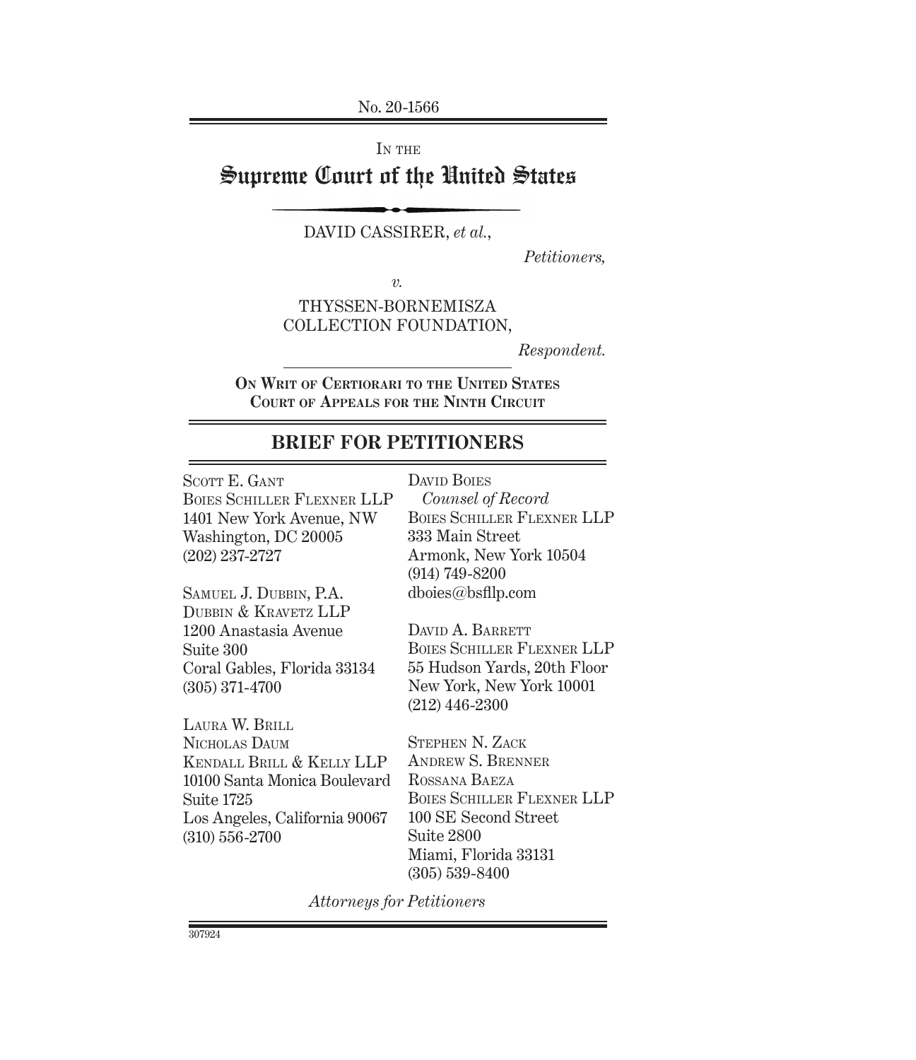No. 20-1566

IN THE

# Supreme Court of the United States

DAVID CASSIRER, *et al.*,

*Petitioners,*

*v.*

THYSSEN-BORNEMISZA COLLECTION FOUNDATION,

*Respondent.*

**ON WRIT OF CERTIORARI TO THE UNITED STATES COURT OF APPEALS FOR THE NINTH CIRCUIT**

## BRIEF FOR PETITIONERS

DAVID BOIES
*Counsel of Record*
BOIES SCHILLER FLEXNER LLP
333 Main Street
Armonk, New York 10504
(914) 749-8200
dboies@bsfllp.com

DAVID A. BARRETT
BOIES SCHILLER FLEXNER LLP
55 Hudson Yards, 20th Floor
New York, New York 10001
(212) 446-2300

STEPHEN N. ZACK
ANDREW S. BRENNER
ROSSANA BAEZA
BOIES SCHILLER FLEXNER LLP
100 SE Second Street
Suite 2800
Miami, Florida 33131
(305) 539-8400

SCOTT E. GANT
BOIES SCHILLER FLEXNER LLP
1401 New York Avenue, NW
Washington, DC 20005
(202) 237-2727

SAMUEL J. DUBBIN, P.A.
DUBBIN & KRAVETZ LLP
1200 Anastasia Avenue
Suite 300
Coral Gables, Florida 33134
(305) 371-4700

LAURA W. BRILL
NICHOLAS DAUM
KENDALL BRILL & KELLY LLP
10100 Santa Monica Boulevard
Suite 1725
Los Angeles, California 90067
(310) 556-2700

*Attorneys for Petitioners*

307924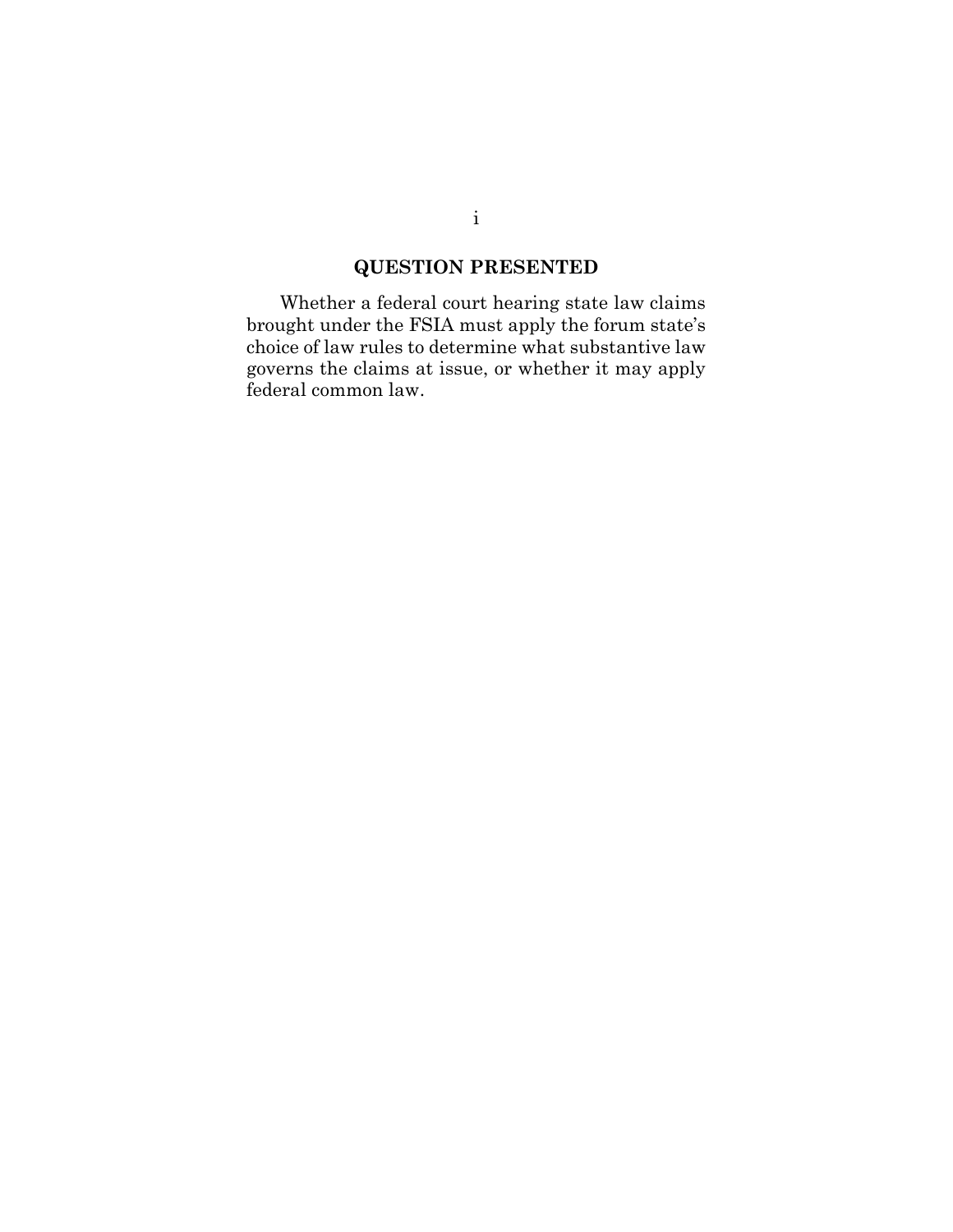## QUESTION PRESENTED

Whether a federal court hearing state law claims brought under the FSIA must apply the forum state's choice of law rules to determine what substantive law governs the claims at issue, or whether it may apply federal common law.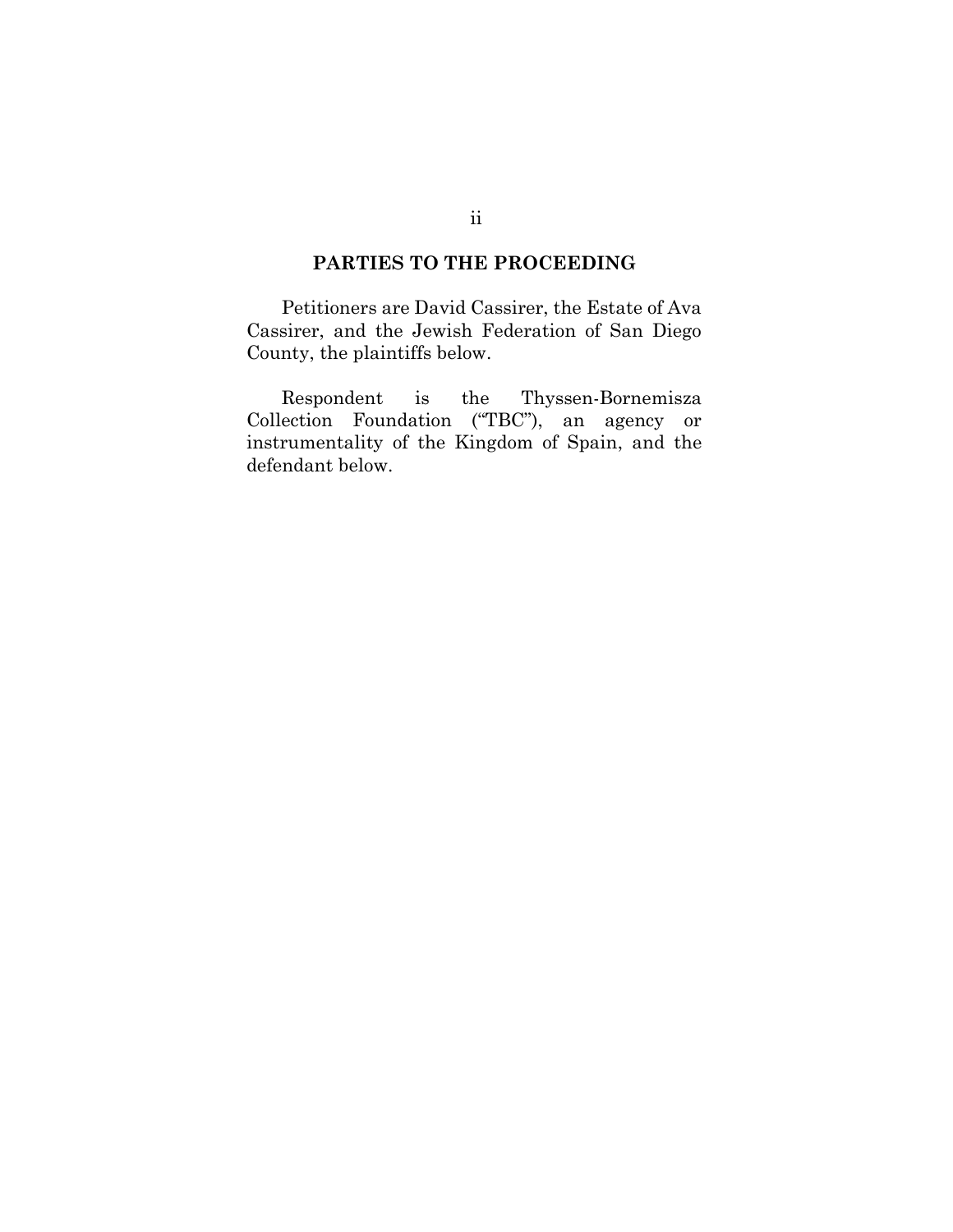## PARTIES TO THE PROCEEDING

Petitioners are David Cassirer, the Estate of Ava Cassirer, and the Jewish Federation of San Diego County, the plaintiffs below.

Respondent is the Thyssen-Bornemisza Collection Foundation ("TBC"), an agency or instrumentality of the Kingdom of Spain, and the defendant below.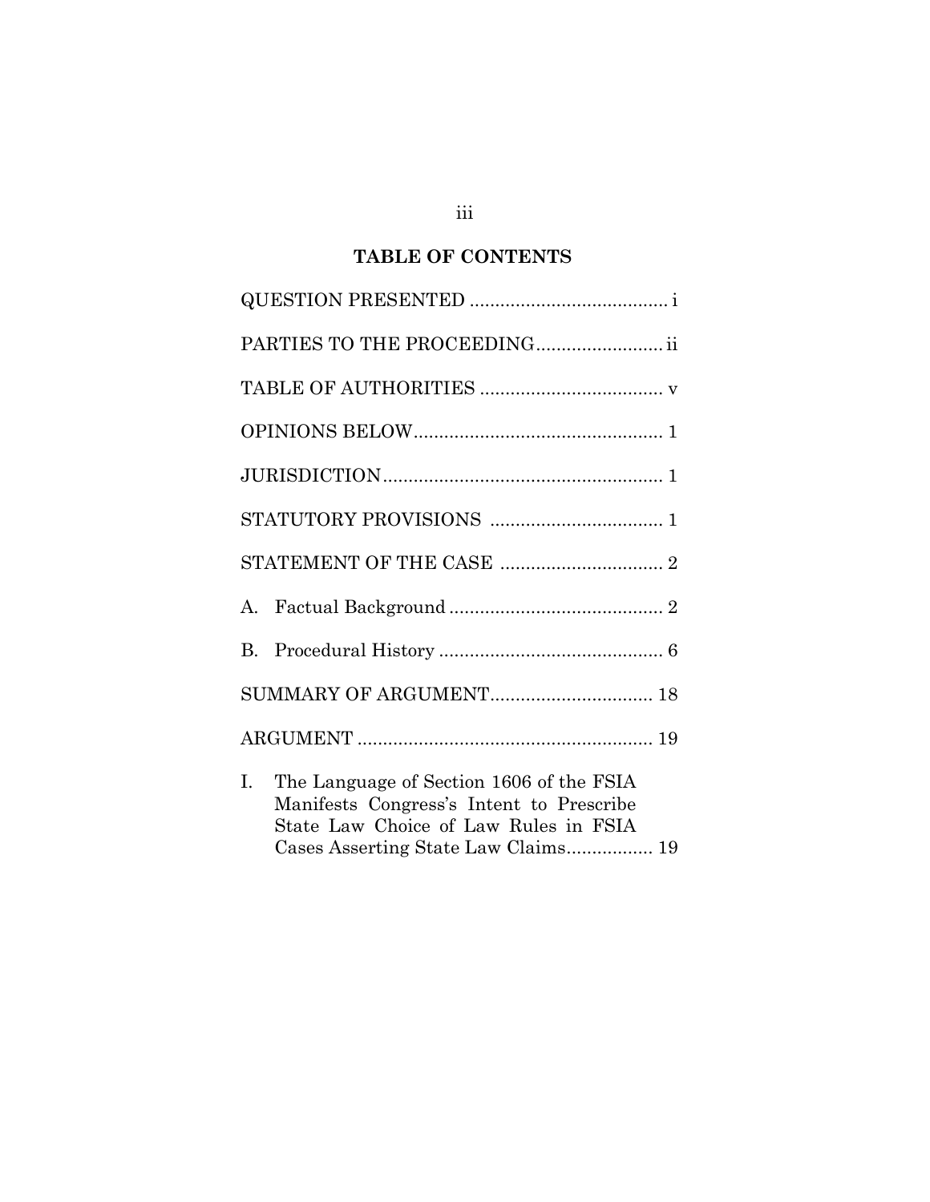## TABLE OF CONTENTS

QUESTION PRESENTED ....................................... i

PARTIES TO THE PROCEEDING......................... ii

TABLE OF AUTHORITIES .................................... v

OPINIONS BELOW................................................. 1

JURISDICTION...................................................... 1

STATUTORY PROVISIONS .................................. 1

STATEMENT OF THE CASE ................................ 2

A. Factual Background .......................................... 2

B. Procedural History ............................................ 6

SUMMARY OF ARGUMENT................................ 18

ARGUMENT .......................................................... 19

I. The Language of Section 1606 of the FSIA Manifests Congress's Intent to Prescribe State Law Choice of Law Rules in FSIA Cases Asserting State Law Claims................. 19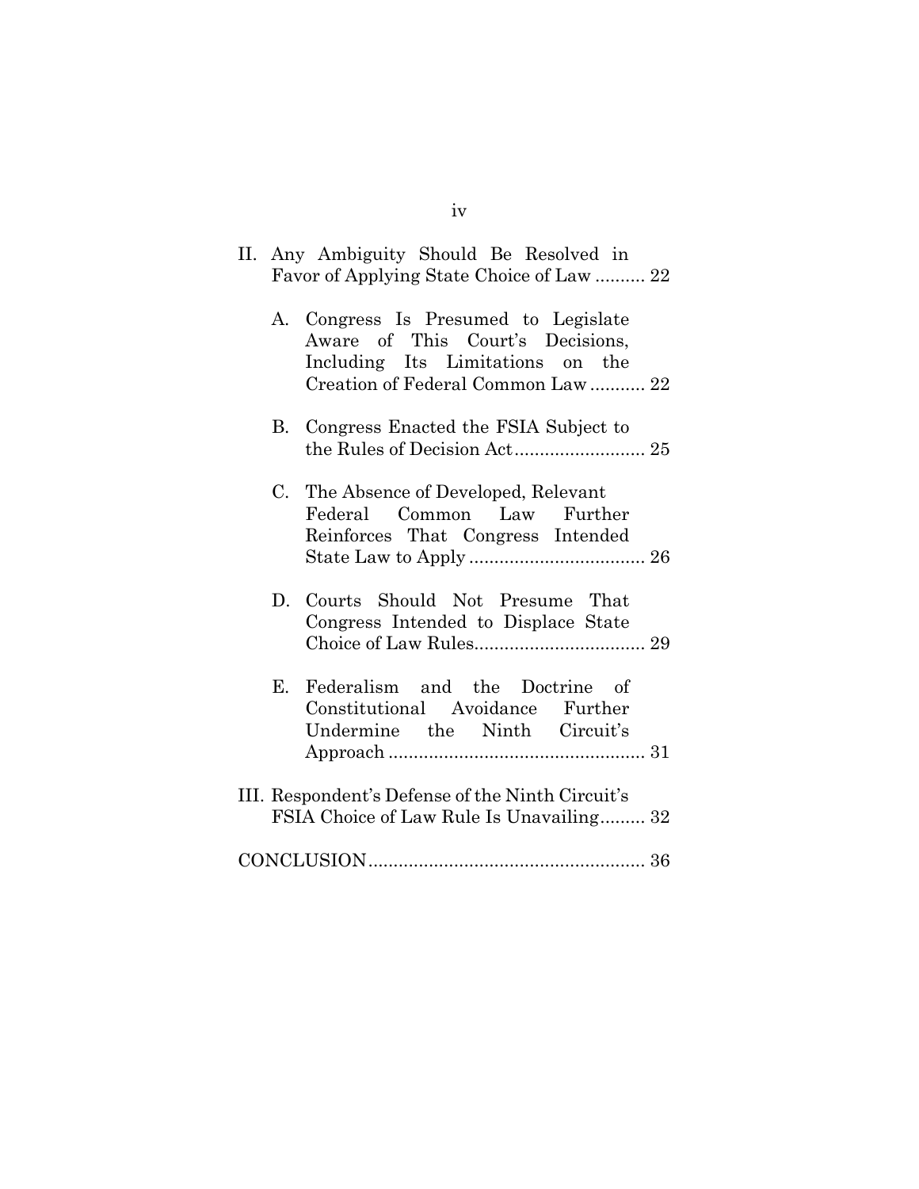II. Any Ambiguity Should Be Resolved in Favor of Applying State Choice of Law .......... 22

A. Congress Is Presumed to Legislate Aware of This Court's Decisions, Including Its Limitations on the Creation of Federal Common Law ........... 22

B. Congress Enacted the FSIA Subject to the Rules of Decision Act .......................... 25

C. The Absence of Developed, Relevant Federal Common Law Further Reinforces That Congress Intended State Law to Apply ................................... 26

D. Courts Should Not Presume That Congress Intended to Displace State Choice of Law Rules.................................. 29

E. Federalism and the Doctrine of Constitutional Avoidance Further Undermine the Ninth Circuit's Approach ................................................... 31

III. Respondent's Defense of the Ninth Circuit's FSIA Choice of Law Rule Is Unavailing......... 32

CONCLUSION....................................................... 36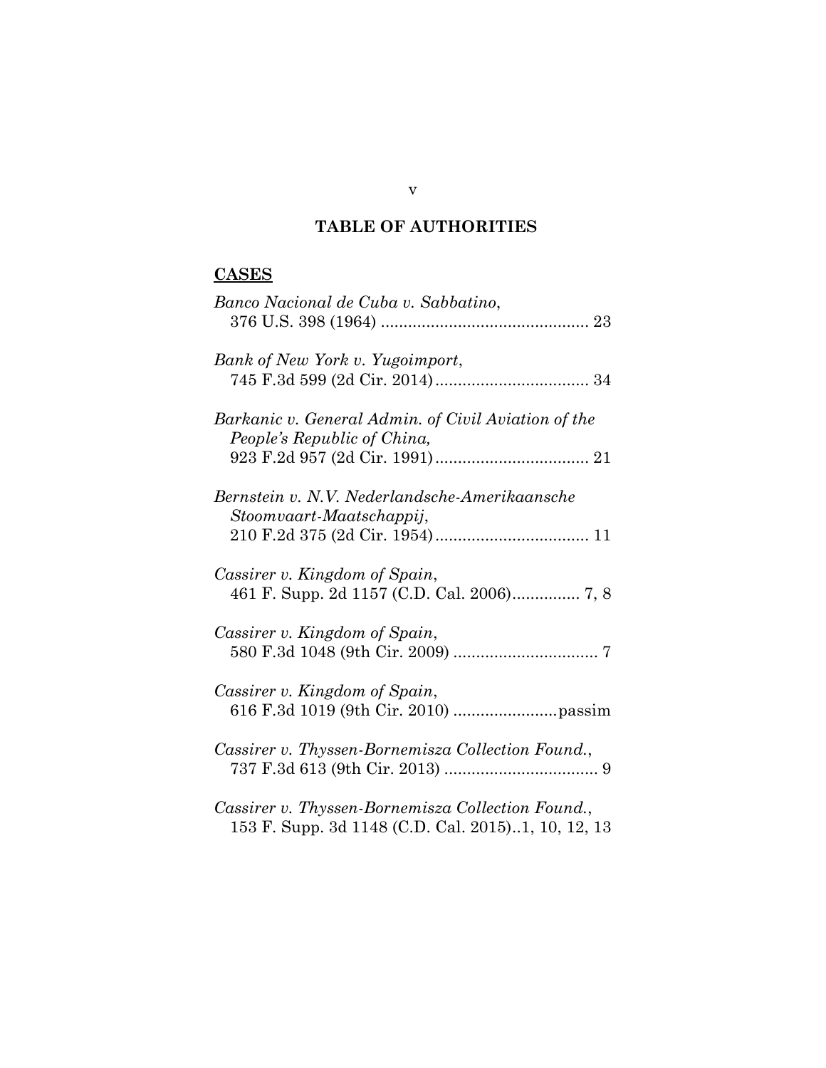# TABLE OF AUTHORITIES

## CASES

*Banco Nacional de Cuba v. Sabbatino*, 376 U.S. 398 (1964) .............................................. 23

*Bank of New York v. Yugoimport*, 745 F.3d 599 (2d Cir. 2014) .................................. 34

*Barkanic v. General Admin. of Civil Aviation of the People's Republic of China,* 923 F.2d 957 (2d Cir. 1991) .................................. 21

*Bernstein v. N.V. Nederlandsche-Amerikaansche Stoomvaart-Maatschappij*, 210 F.2d 375 (2d Cir. 1954) .................................. 11

*Cassirer v. Kingdom of Spain*, 461 F. Supp. 2d 1157 (C.D. Cal. 2006)............... 7, 8

*Cassirer v. Kingdom of Spain*, 580 F.3d 1048 (9th Cir. 2009) ................................ 7

*Cassirer v. Kingdom of Spain*, 616 F.3d 1019 (9th Cir. 2010) .......................passim

*Cassirer v. Thyssen-Bornemisza Collection Found.*, 737 F.3d 613 (9th Cir. 2013) .................................. 9

*Cassirer v. Thyssen-Bornemisza Collection Found.*, 153 F. Supp. 3d 1148 (C.D. Cal. 2015)..1, 10, 12, 13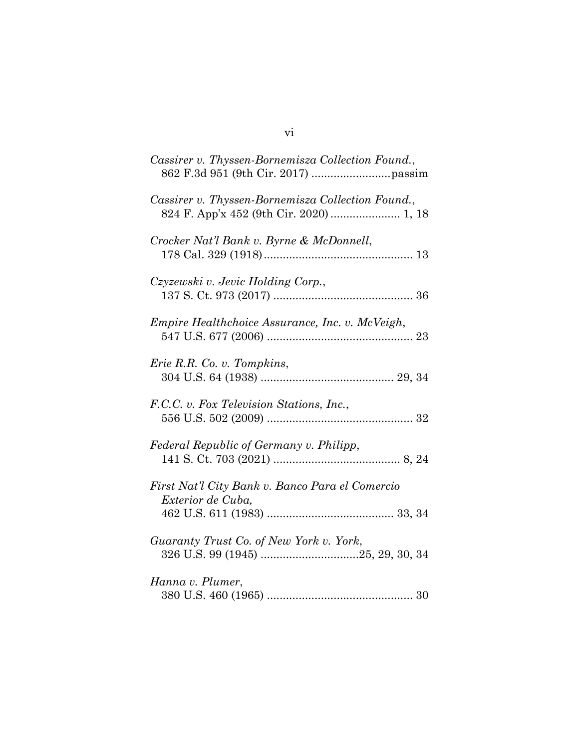*Cassirer v. Thyssen-Bornemisza Collection Found.*, 862 F.3d 951 (9th Cir. 2017) .........................passim

*Cassirer v. Thyssen-Bornemisza Collection Found.*, 824 F. App'x 452 (9th Cir. 2020) ...................... 1, 18

*Crocker Nat'l Bank v. Byrne & McDonnell*, 178 Cal. 329 (1918) ............................................... 13

*Czyzewski v. Jevic Holding Corp.*, 137 S. Ct. 973 (2017) ........................................... 36

*Empire Healthchoice Assurance, Inc. v. McVeigh*, 547 U.S. 677 (2006) ............................................. 23

*Erie R.R. Co. v. Tompkins*, 304 U.S. 64 (1938) ......................................... 29, 34

*F.C.C. v. Fox Television Stations, Inc.*, 556 U.S. 502 (2009) ............................................. 32

*Federal Republic of Germany v. Philipp*, 141 S. Ct. 703 (2021) ........................................ 8, 24

*First Nat'l City Bank v. Banco Para el Comercio Exterior de Cuba,* 462 U.S. 611 (1983) ........................................ 33, 34

*Guaranty Trust Co. of New York v. York*, 326 U.S. 99 (1945) ...............................25, 29, 30, 34

*Hanna v. Plumer*, 380 U.S. 460 (1965) ............................................. 30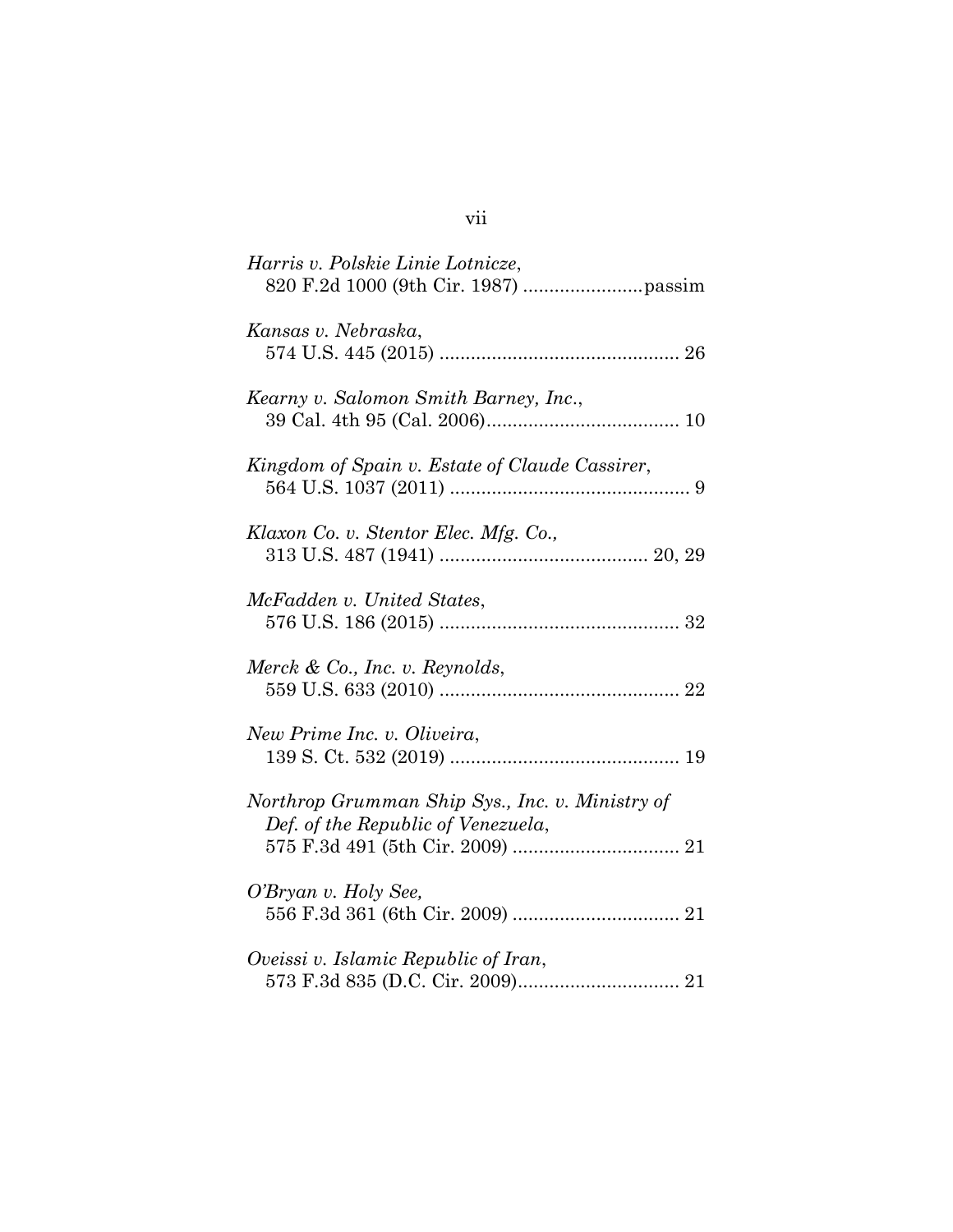*Harris v. Polskie Linie Lotnicze*,
820 F.2d 1000 (9th Cir. 1987) .......................passim

*Kansas v. Nebraska*,
574 U.S. 445 (2015) .............................................. 26

*Kearny v. Salomon Smith Barney, Inc.*,
39 Cal. 4th 95 (Cal. 2006)..................................... 10

*Kingdom of Spain v. Estate of Claude Cassirer*,
564 U.S. 1037 (2011) .............................................. 9

*Klaxon Co. v. Stentor Elec. Mfg. Co.*,
313 U.S. 487 (1941) ........................................ 20, 29

*McFadden v. United States*,
576 U.S. 186 (2015) .............................................. 32

*Merck & Co., Inc. v. Reynolds*,
559 U.S. 633 (2010) .............................................. 22

*New Prime Inc. v. Oliveira*,
139 S. Ct. 532 (2019) ............................................ 19

*Northrop Grumman Ship Sys., Inc. v. Ministry of Def. of the Republic of Venezuela*,
575 F.3d 491 (5th Cir. 2009) ................................ 21

*O'Bryan v. Holy See*,
556 F.3d 361 (6th Cir. 2009) ................................ 21

*Oveissi v. Islamic Republic of Iran*,
573 F.3d 835 (D.C. Cir. 2009)............................... 21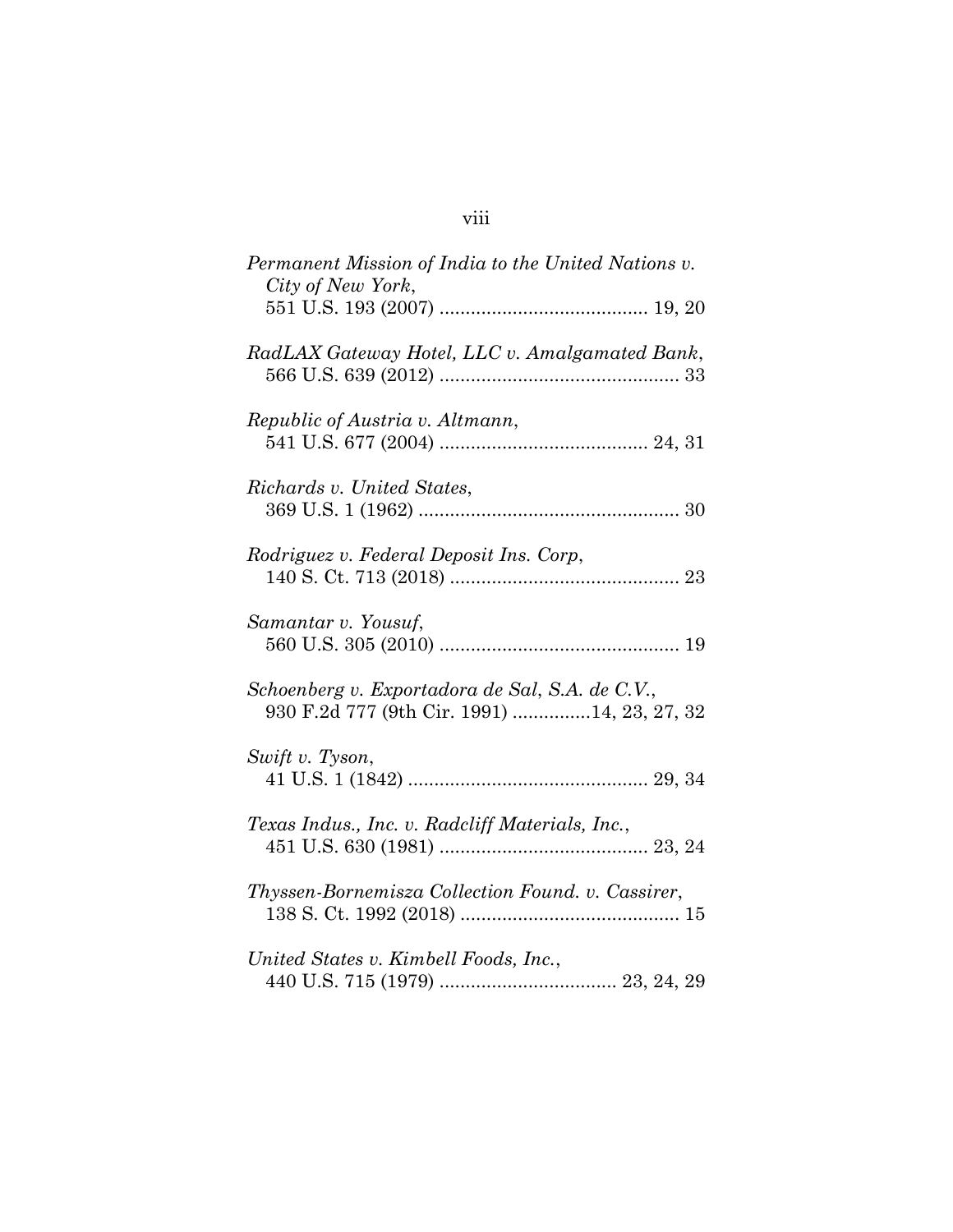*Permanent Mission of India to the United Nations v. City of New York*,
551 U.S. 193 (2007) ....................................... 19, 20

*RadLAX Gateway Hotel, LLC v. Amalgamated Bank*,
566 U.S. 639 (2012) ............................................. 33

*Republic of Austria v. Altmann*,
541 U.S. 677 (2004) ....................................... 24, 31

*Richards v. United States*,
369 U.S. 1 (1962) ................................................. 30

*Rodriguez v. Federal Deposit Ins. Corp*,
140 S. Ct. 713 (2018) ........................................... 23

*Samantar v. Yousuf*,
560 U.S. 305 (2010) ............................................. 19

*Schoenberg v. Exportadora de Sal, S.A. de C.V.*,
930 F.2d 777 (9th Cir. 1991) ..............14, 23, 27, 32

*Swift v. Tyson*,
41 U.S. 1 (1842) ............................................. 29, 34

*Texas Indus., Inc. v. Radcliff Materials, Inc.*,
451 U.S. 630 (1981) ....................................... 23, 24

*Thyssen-Bornemisza Collection Found. v. Cassirer*,
138 S. Ct. 1992 (2018) ......................................... 15

*United States v. Kimbell Foods, Inc.*,
440 U.S. 715 (1979) ................................. 23, 24, 29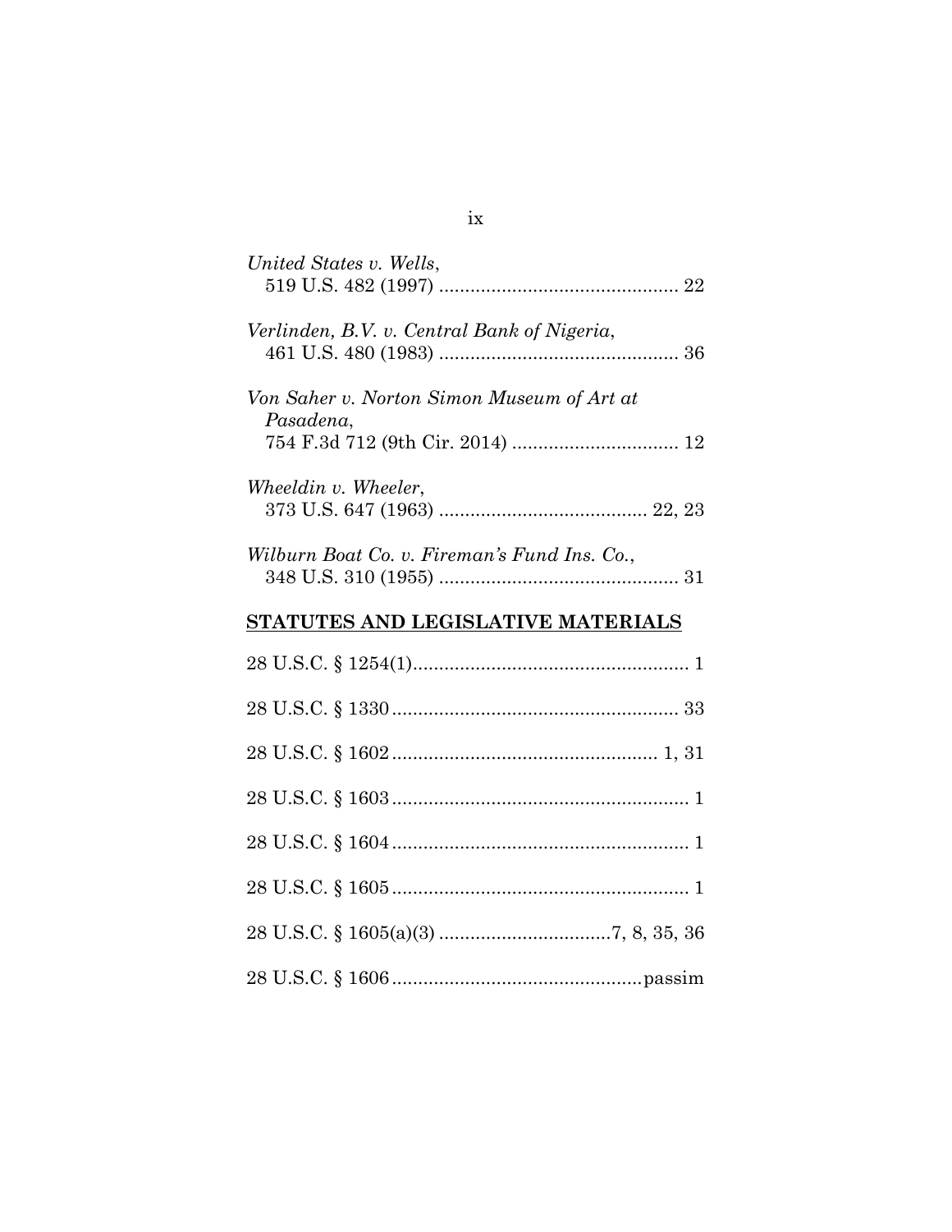*United States v. Wells*,
519 U.S. 482 (1997) .............................................. 22

*Verlinden, B.V. v. Central Bank of Nigeria*,
461 U.S. 480 (1983) .............................................. 36

*Von Saher v. Norton Simon Museum of Art at Pasadena*,
754 F.3d 712 (9th Cir. 2014) ................................ 12

*Wheeldin v. Wheeler*,
373 U.S. 647 (1963) ........................................ 22, 23

*Wilburn Boat Co. v. Fireman's Fund Ins. Co.*,
348 U.S. 310 (1955) .............................................. 31

## STATUTES AND LEGISLATIVE MATERIALS

28 U.S.C. § 1254(1)...................................................... 1

28 U.S.C. § 1330........................................................ 33

28 U.S.C. § 1602.................................................. 1, 31

28 U.S.C. § 1603.......................................................... 1

28 U.S.C. § 1604.......................................................... 1

28 U.S.C. § 1605.......................................................... 1

28 U.S.C. § 1605(a)(3) .................................7, 8, 35, 36

28 U.S.C. § 1606................................................passim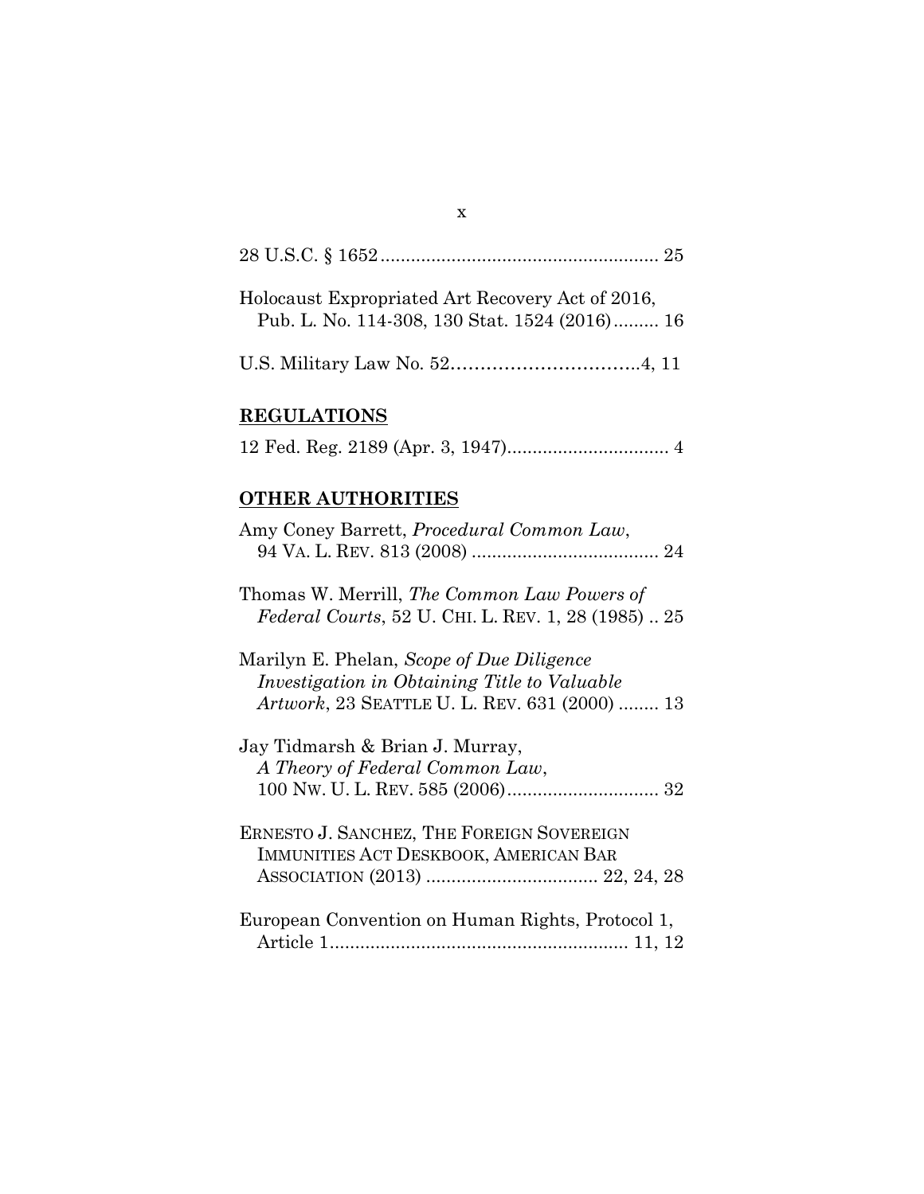28 U.S.C. § 1652 ....................................................... 25

Holocaust Expropriated Art Recovery Act of 2016, Pub. L. No. 114-308, 130 Stat. 1524 (2016) ......... 16

U.S. Military Law No. 52…………………………..4, 11

## **REGULATIONS**

12 Fed. Reg. 2189 (Apr. 3, 1947)................................ 4

## **OTHER AUTHORITIES**

Amy Coney Barrett, *Procedural Common Law*, 94 VA. L. REV. 813 (2008) ..................................... 24

Thomas W. Merrill, *The Common Law Powers of Federal Courts*, 52 U. CHI. L. REV. 1, 28 (1985) .. 25

Marilyn E. Phelan, *Scope of Due Diligence Investigation in Obtaining Title to Valuable Artwork*, 23 SEATTLE U. L. REV. 631 (2000) ........ 13

Jay Tidmarsh & Brian J. Murray, *A Theory of Federal Common Law*, 100 NW. U. L. REV. 585 (2006).............................. 32

ERNESTO J. SANCHEZ, THE FOREIGN SOVEREIGN IMMUNITIES ACT DESKBOOK, AMERICAN BAR ASSOCIATION (2013) .................................. 22, 24, 28

European Convention on Human Rights, Protocol 1, Article 1........................................................... 11, 12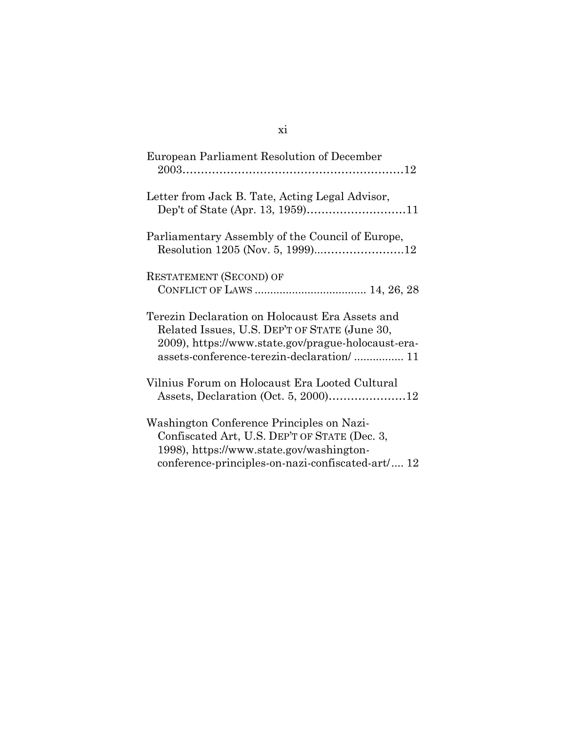European Parliament Resolution of December 2003……………………………………………………12

Letter from Jack B. Tate, Acting Legal Advisor, Dep't of State (Apr. 13, 1959)………………………11

Parliamentary Assembly of the Council of Europe, Resolution 1205 (Nov. 5, 1999)..……………………12

RESTATEMENT (SECOND) OF CONFLICT OF LAWS .................................. 14, 26, 28

Terezin Declaration on Holocaust Era Assets and Related Issues, U.S. DEP'T OF STATE (June 30, 2009), https://www.state.gov/prague-holocaust-era-assets-conference-terezin-declaration/ ................ 11

Vilnius Forum on Holocaust Era Looted Cultural Assets, Declaration (Oct. 5, 2000)…………………12

Washington Conference Principles on Nazi-Confiscated Art, U.S. DEP'T OF STATE (Dec. 3, 1998), https://www.state.gov/washington-conference-principles-on-nazi-confiscated-art/.... 12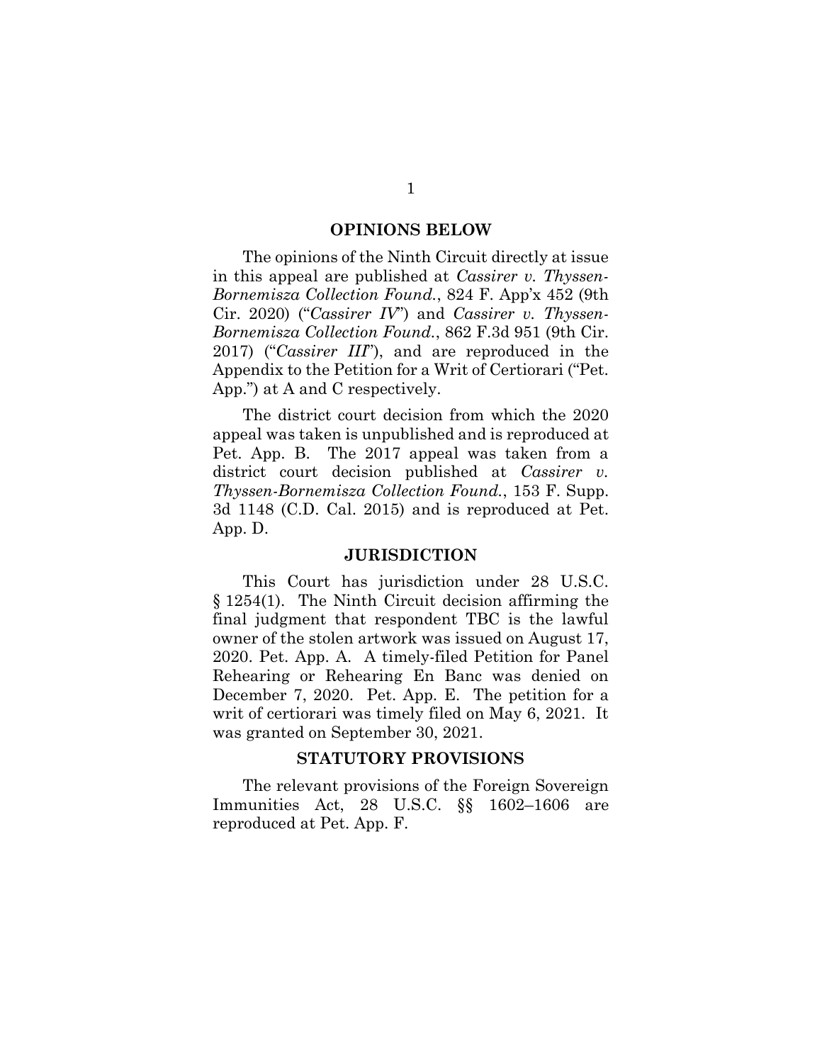## OPINIONS BELOW

The opinions of the Ninth Circuit directly at issue in this appeal are published at *Cassirer v. Thyssen-Bornemisza Collection Found.*, 824 F. App'x 452 (9th Cir. 2020) ("*Cassirer IV*") and *Cassirer v. Thyssen-Bornemisza Collection Found.*, 862 F.3d 951 (9th Cir. 2017) ("*Cassirer III*"), and are reproduced in the Appendix to the Petition for a Writ of Certiorari ("Pet. App.") at A and C respectively.

The district court decision from which the 2020 appeal was taken is unpublished and is reproduced at Pet. App. B. The 2017 appeal was taken from a district court decision published at *Cassirer v. Thyssen-Bornemisza Collection Found.*, 153 F. Supp. 3d 1148 (C.D. Cal. 2015) and is reproduced at Pet. App. D.

## JURISDICTION

This Court has jurisdiction under 28 U.S.C. § 1254(1). The Ninth Circuit decision affirming the final judgment that respondent TBC is the lawful owner of the stolen artwork was issued on August 17, 2020. Pet. App. A. A timely-filed Petition for Panel Rehearing or Rehearing En Banc was denied on December 7, 2020. Pet. App. E. The petition for a writ of certiorari was timely filed on May 6, 2021. It was granted on September 30, 2021.

## STATUTORY PROVISIONS

The relevant provisions of the Foreign Sovereign Immunities Act, 28 U.S.C. §§ 1602–1606 are reproduced at Pet. App. F.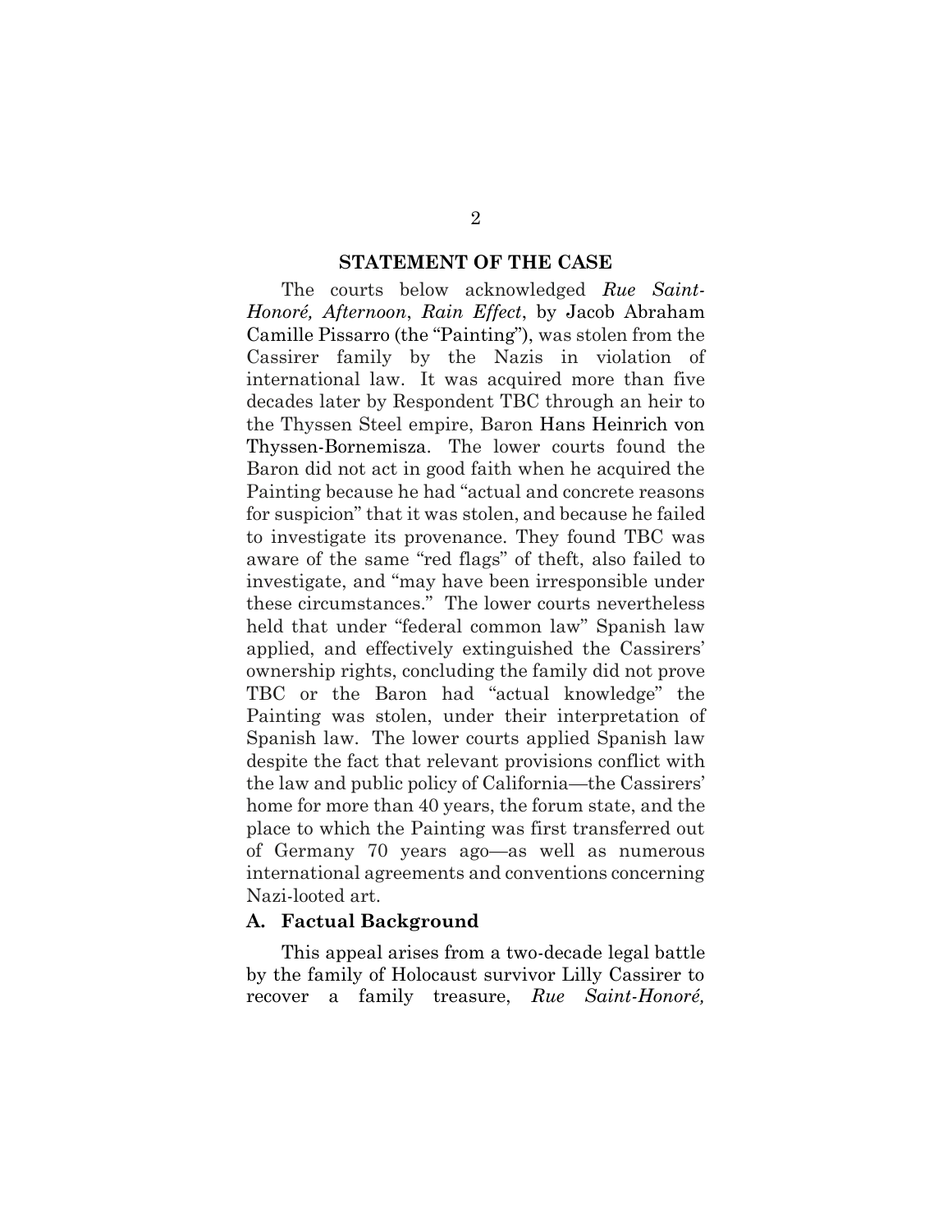## STATEMENT OF THE CASE

The courts below acknowledged *Rue Saint-Honoré, Afternoon*, *Rain Effect*, by Jacob Abraham Camille Pissarro (the "Painting"), was stolen from the Cassirer family by the Nazis in violation of international law. It was acquired more than five decades later by Respondent TBC through an heir to the Thyssen Steel empire, Baron Hans Heinrich von Thyssen-Bornemisza. The lower courts found the Baron did not act in good faith when he acquired the Painting because he had "actual and concrete reasons for suspicion" that it was stolen, and because he failed to investigate its provenance. They found TBC was aware of the same "red flags" of theft, also failed to investigate, and "may have been irresponsible under these circumstances." The lower courts nevertheless held that under "federal common law" Spanish law applied, and effectively extinguished the Cassirers' ownership rights, concluding the family did not prove TBC or the Baron had "actual knowledge" the Painting was stolen, under their interpretation of Spanish law. The lower courts applied Spanish law despite the fact that relevant provisions conflict with the law and public policy of California—the Cassirers' home for more than 40 years, the forum state, and the place to which the Painting was first transferred out of Germany 70 years ago—as well as numerous international agreements and conventions concerning Nazi-looted art.

### A. Factual Background

This appeal arises from a two-decade legal battle by the family of Holocaust survivor Lilly Cassirer to recover a family treasure, *Rue Saint-Honoré,*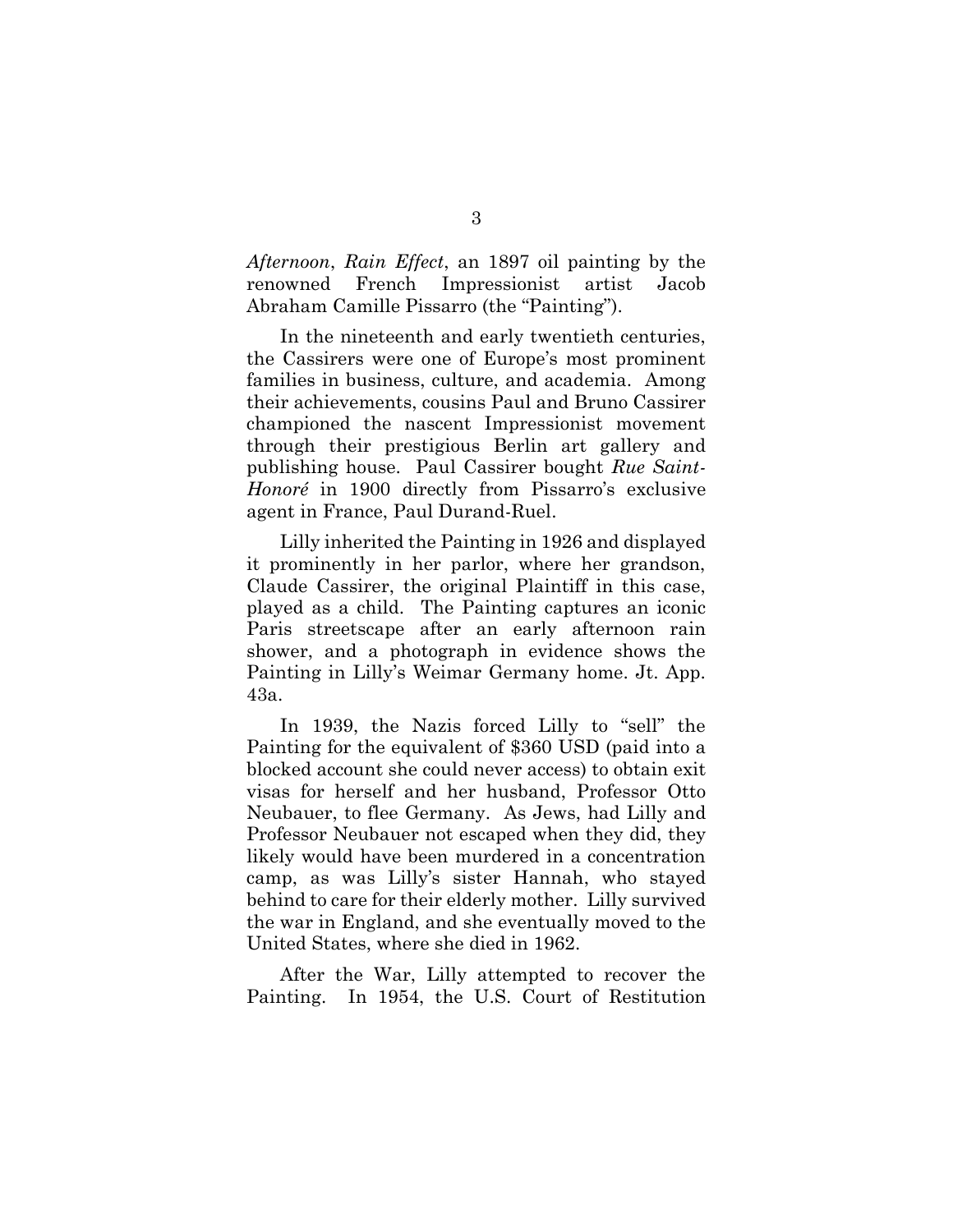*Afternoon*, *Rain Effect*, an 1897 oil painting by the renowned French Impressionist artist Jacob Abraham Camille Pissarro (the "Painting").

In the nineteenth and early twentieth centuries, the Cassirers were one of Europe's most prominent families in business, culture, and academia. Among their achievements, cousins Paul and Bruno Cassirer championed the nascent Impressionist movement through their prestigious Berlin art gallery and publishing house. Paul Cassirer bought *Rue Saint-Honoré* in 1900 directly from Pissarro's exclusive agent in France, Paul Durand-Ruel.

Lilly inherited the Painting in 1926 and displayed it prominently in her parlor, where her grandson, Claude Cassirer, the original Plaintiff in this case, played as a child. The Painting captures an iconic Paris streetscape after an early afternoon rain shower, and a photograph in evidence shows the Painting in Lilly's Weimar Germany home. Jt. App. 43a.

In 1939, the Nazis forced Lilly to "sell" the Painting for the equivalent of $360 USD (paid into a blocked account she could never access) to obtain exit visas for herself and her husband, Professor Otto Neubauer, to flee Germany. As Jews, had Lilly and Professor Neubauer not escaped when they did, they likely would have been murdered in a concentration camp, as was Lilly's sister Hannah, who stayed behind to care for their elderly mother. Lilly survived the war in England, and she eventually moved to the United States, where she died in 1962.

After the War, Lilly attempted to recover the Painting. In 1954, the U.S. Court of Restitution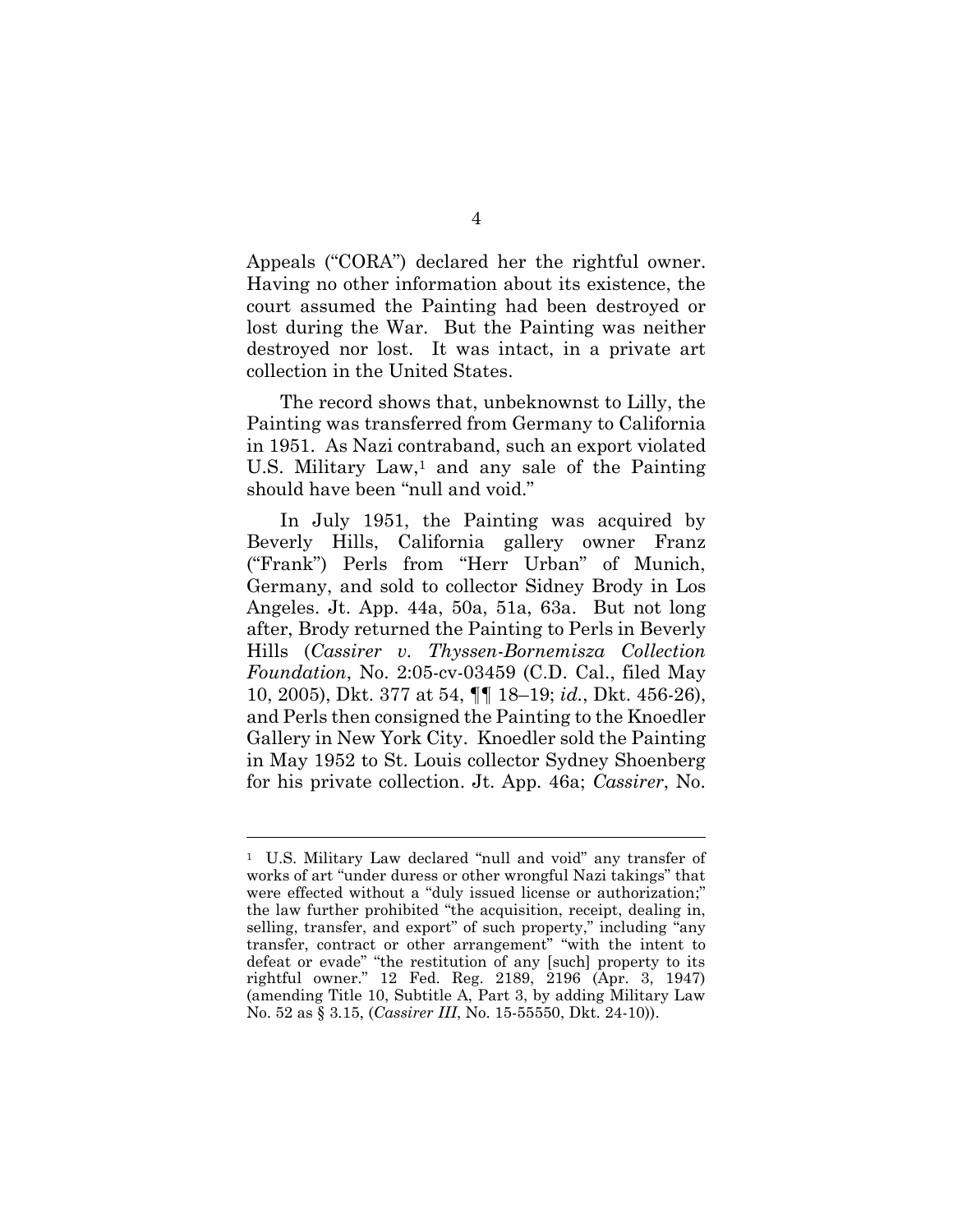Appeals ("CORA") declared her the rightful owner. Having no other information about its existence, the court assumed the Painting had been destroyed or lost during the War. But the Painting was neither destroyed nor lost. It was intact, in a private art collection in the United States.

The record shows that, unbeknownst to Lilly, the Painting was transferred from Germany to California in 1951. As Nazi contraband, such an export violated U.S. Military Law,[1] and any sale of the Painting should have been "null and void."

In July 1951, the Painting was acquired by Beverly Hills, California gallery owner Franz ("Frank") Perls from "Herr Urban" of Munich, Germany, and sold to collector Sidney Brody in Los Angeles. Jt. App. 44a, 50a, 51a, 63a. But not long after, Brody returned the Painting to Perls in Beverly Hills (*Cassirer v. Thyssen-Bornemisza Collection Foundation*, No. 2:05-cv-03459 (C.D. Cal., filed May 10, 2005), Dkt. 377 at 54, ¶¶ 18–19; *id.*, Dkt. 456-26), and Perls then consigned the Painting to the Knoedler Gallery in New York City. Knoedler sold the Painting in May 1952 to St. Louis collector Sydney Shoenberg for his private collection. Jt. App. 46a; *Cassirer*, No.

---

[1] U.S. Military Law declared "null and void" any transfer of works of art "under duress or other wrongful Nazi takings" that were effected without a "duly issued license or authorization;" the law further prohibited "the acquisition, receipt, dealing in, selling, transfer, and export" of such property," including "any transfer, contract or other arrangement" "with the intent to defeat or evade" "the restitution of any [such] property to its rightful owner." 12 Fed. Reg. 2189, 2196 (Apr. 3, 1947) (amending Title 10, Subtitle A, Part 3, by adding Military Law No. 52 as § 3.15, (*Cassirer III*, No. 15-55550, Dkt. 24-10)).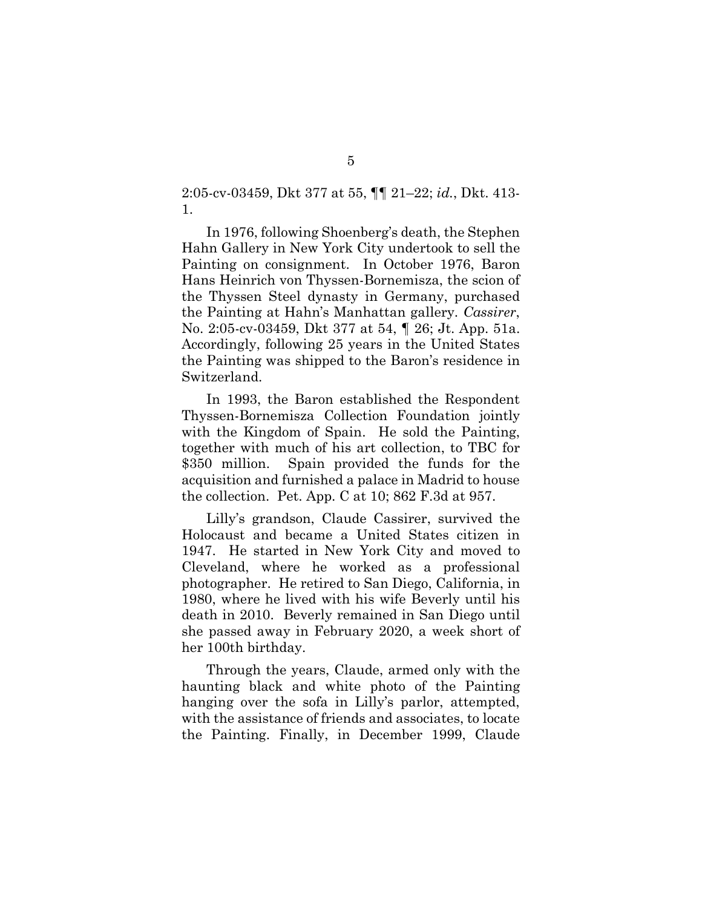2:05-cv-03459, Dkt 377 at 55, ¶¶ 21–22; *id.*, Dkt. 413-1.

In 1976, following Shoenberg's death, the Stephen Hahn Gallery in New York City undertook to sell the Painting on consignment. In October 1976, Baron Hans Heinrich von Thyssen-Bornemisza, the scion of the Thyssen Steel dynasty in Germany, purchased the Painting at Hahn's Manhattan gallery. *Cassirer*, No. 2:05-cv-03459, Dkt 377 at 54, ¶ 26; Jt. App. 51a. Accordingly, following 25 years in the United States the Painting was shipped to the Baron's residence in Switzerland.

In 1993, the Baron established the Respondent Thyssen-Bornemisza Collection Foundation jointly with the Kingdom of Spain. He sold the Painting, together with much of his art collection, to TBC for \$350 million. Spain provided the funds for the acquisition and furnished a palace in Madrid to house the collection. Pet. App. C at 10; 862 F.3d at 957.

Lilly's grandson, Claude Cassirer, survived the Holocaust and became a United States citizen in 1947. He started in New York City and moved to Cleveland, where he worked as a professional photographer. He retired to San Diego, California, in 1980, where he lived with his wife Beverly until his death in 2010. Beverly remained in San Diego until she passed away in February 2020, a week short of her 100th birthday.

Through the years, Claude, armed only with the haunting black and white photo of the Painting hanging over the sofa in Lilly's parlor, attempted, with the assistance of friends and associates, to locate the Painting. Finally, in December 1999, Claude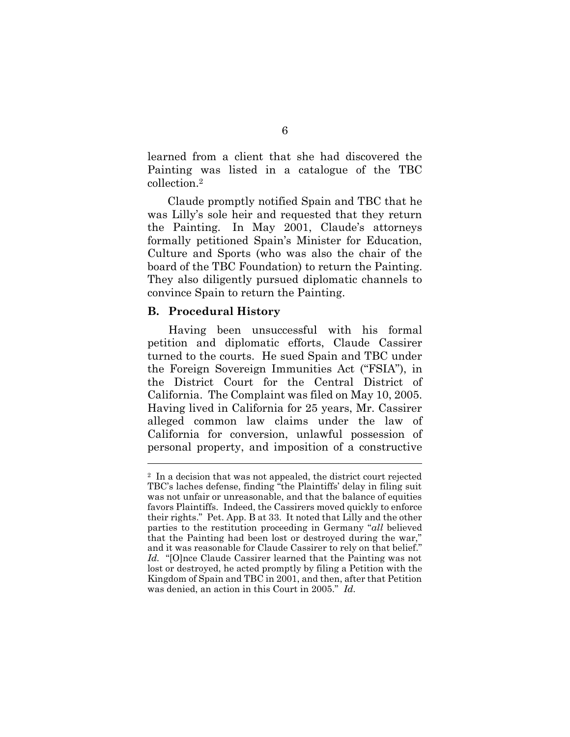learned from a client that she had discovered the Painting was listed in a catalogue of the TBC collection.[2]

Claude promptly notified Spain and TBC that he was Lilly's sole heir and requested that they return the Painting. In May 2001, Claude's attorneys formally petitioned Spain's Minister for Education, Culture and Sports (who was also the chair of the board of the TBC Foundation) to return the Painting. They also diligently pursued diplomatic channels to convince Spain to return the Painting.

### B. Procedural History

Having been unsuccessful with his formal petition and diplomatic efforts, Claude Cassirer turned to the courts. He sued Spain and TBC under the Foreign Sovereign Immunities Act ("FSIA"), in the District Court for the Central District of California. The Complaint was filed on May 10, 2005. Having lived in California for 25 years, Mr. Cassirer alleged common law claims under the law of California for conversion, unlawful possession of personal property, and imposition of a constructive

---

[2] In a decision that was not appealed, the district court rejected TBC's laches defense, finding "the Plaintiffs' delay in filing suit was not unfair or unreasonable, and that the balance of equities favors Plaintiffs. Indeed, the Cassirers moved quickly to enforce their rights." Pet. App. B at 33. It noted that Lilly and the other parties to the restitution proceeding in Germany "*all* believed that the Painting had been lost or destroyed during the war," and it was reasonable for Claude Cassirer to rely on that belief." *Id.* "[O]nce Claude Cassirer learned that the Painting was not lost or destroyed, he acted promptly by filing a Petition with the Kingdom of Spain and TBC in 2001, and then, after that Petition was denied, an action in this Court in 2005." *Id.*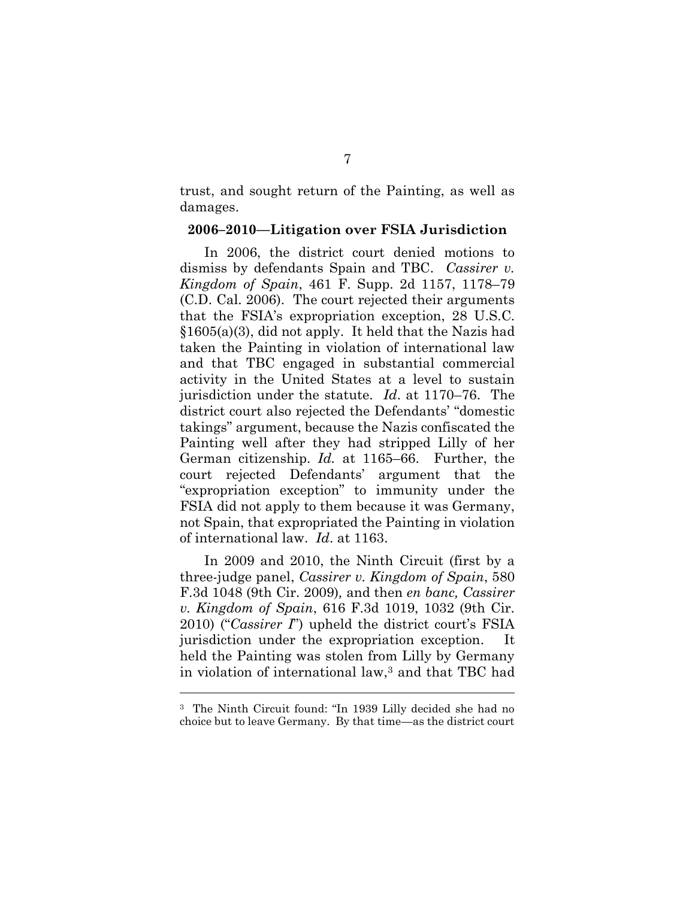trust, and sought return of the Painting, as well as damages.

**2006–2010—Litigation over FSIA Jurisdiction**

In 2006, the district court denied motions to dismiss by defendants Spain and TBC. *Cassirer v. Kingdom of Spain*, 461 F. Supp. 2d 1157, 1178–79 (C.D. Cal. 2006). The court rejected their arguments that the FSIA's expropriation exception, 28 U.S.C. §1605(a)(3), did not apply. It held that the Nazis had taken the Painting in violation of international law and that TBC engaged in substantial commercial activity in the United States at a level to sustain jurisdiction under the statute. *Id*. at 1170–76. The district court also rejected the Defendants' "domestic takings" argument, because the Nazis confiscated the Painting well after they had stripped Lilly of her German citizenship. *Id.* at 1165–66. Further, the court rejected Defendants' argument that the "expropriation exception" to immunity under the FSIA did not apply to them because it was Germany, not Spain, that expropriated the Painting in violation of international law. *Id*. at 1163.

In 2009 and 2010, the Ninth Circuit (first by a three-judge panel, *Cassirer v. Kingdom of Spain*, 580 F.3d 1048 (9th Cir. 2009)*,* and then *en banc, Cassirer v. Kingdom of Spain*, 616 F.3d 1019, 1032 (9th Cir. 2010) ("*Cassirer I*") upheld the district court's FSIA jurisdiction under the expropriation exception. It held the Painting was stolen from Lilly by Germany in violation of international law,[3] and that TBC had

---

[3] The Ninth Circuit found: "In 1939 Lilly decided she had no choice but to leave Germany. By that time—as the district court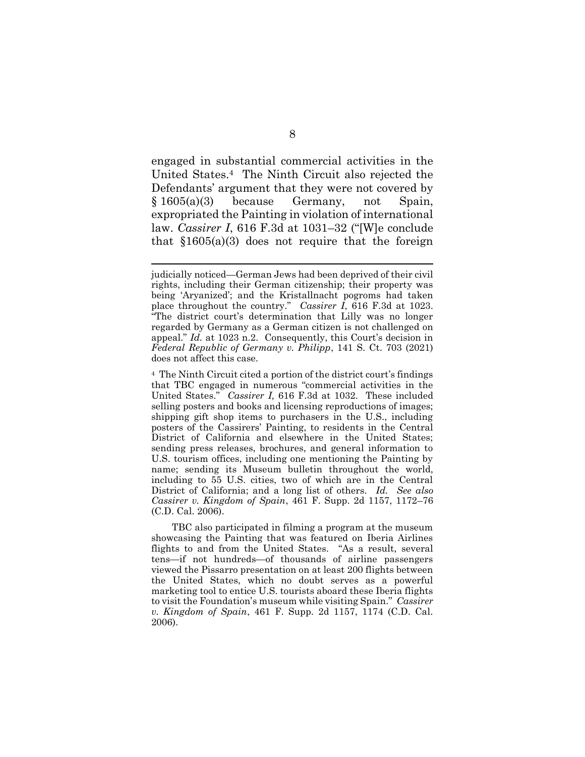engaged in substantial commercial activities in the United States.[4] The Ninth Circuit also rejected the Defendants' argument that they were not covered by § 1605(a)(3) because Germany, not Spain, expropriated the Painting in violation of international law. *Cassirer I*, 616 F.3d at 1031–32 ("[W]e conclude that §1605(a)(3) does not require that the foreign

---

judicially noticed—German Jews had been deprived of their civil rights, including their German citizenship; their property was being 'Aryanized'; and the Kristallnacht pogroms had taken place throughout the country." *Cassirer I*, 616 F.3d at 1023. "The district court's determination that Lilly was no longer regarded by Germany as a German citizen is not challenged on appeal." *Id.* at 1023 n.2. Consequently, this Court's decision in *Federal Republic of Germany v. Philipp*, 141 S. Ct. 703 (2021) does not affect this case.

[4] The Ninth Circuit cited a portion of the district court's findings that TBC engaged in numerous "commercial activities in the United States." *Cassirer I,* 616 F.3d at 1032. These included selling posters and books and licensing reproductions of images; shipping gift shop items to purchasers in the U.S., including posters of the Cassirers' Painting, to residents in the Central District of California and elsewhere in the United States; sending press releases, brochures, and general information to U.S. tourism offices, including one mentioning the Painting by name; sending its Museum bulletin throughout the world, including to 55 U.S. cities, two of which are in the Central District of California; and a long list of others. *Id. See also Cassirer v. Kingdom of Spain*, 461 F. Supp. 2d 1157, 1172–76 (C.D. Cal. 2006).

TBC also participated in filming a program at the museum showcasing the Painting that was featured on Iberia Airlines flights to and from the United States. "As a result, several tens—if not hundreds—of thousands of airline passengers viewed the Pissarro presentation on at least 200 flights between the United States, which no doubt serves as a powerful marketing tool to entice U.S. tourists aboard these Iberia flights to visit the Foundation's museum while visiting Spain." *Cassirer v. Kingdom of Spain*, 461 F. Supp. 2d 1157, 1174 (C.D. Cal. 2006).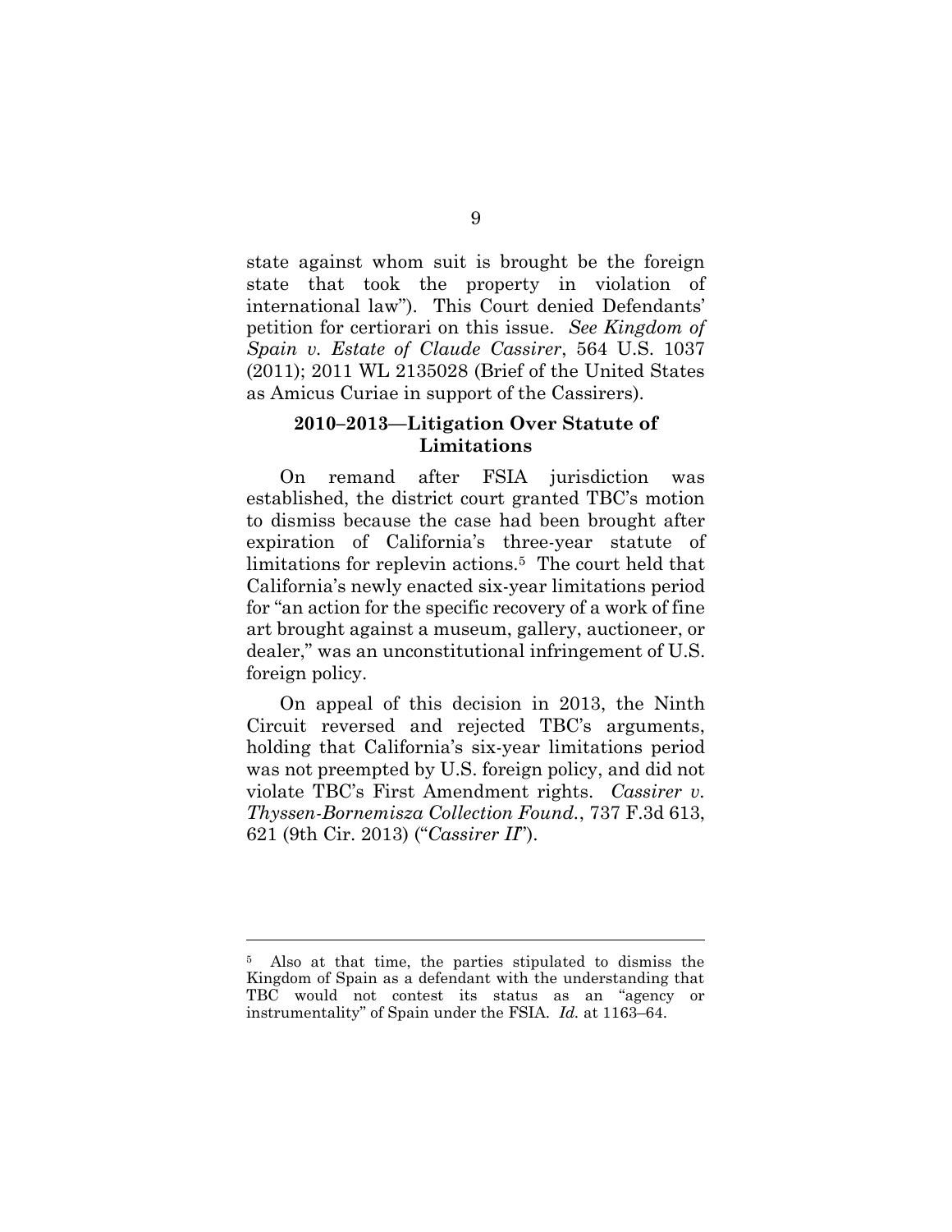state against whom suit is brought be the foreign state that took the property in violation of international law"). This Court denied Defendants' petition for certiorari on this issue. *See Kingdom of Spain v. Estate of Claude Cassirer*, 564 U.S. 1037 (2011); 2011 WL 2135028 (Brief of the United States as Amicus Curiae in support of the Cassirers).

**2010–2013—Litigation Over Statute of Limitations**

On remand after FSIA jurisdiction was established, the district court granted TBC's motion to dismiss because the case had been brought after expiration of California's three-year statute of limitations for replevin actions.[5] The court held that California's newly enacted six-year limitations period for "an action for the specific recovery of a work of fine art brought against a museum, gallery, auctioneer, or dealer," was an unconstitutional infringement of U.S. foreign policy.

On appeal of this decision in 2013, the Ninth Circuit reversed and rejected TBC's arguments, holding that California's six-year limitations period was not preempted by U.S. foreign policy, and did not violate TBC's First Amendment rights. *Cassirer v. Thyssen-Bornemisza Collection Found.*, 737 F.3d 613, 621 (9th Cir. 2013) ("*Cassirer II*").

---

[5] Also at that time, the parties stipulated to dismiss the Kingdom of Spain as a defendant with the understanding that TBC would not contest its status as an "agency or instrumentality" of Spain under the FSIA. *Id.* at 1163–64.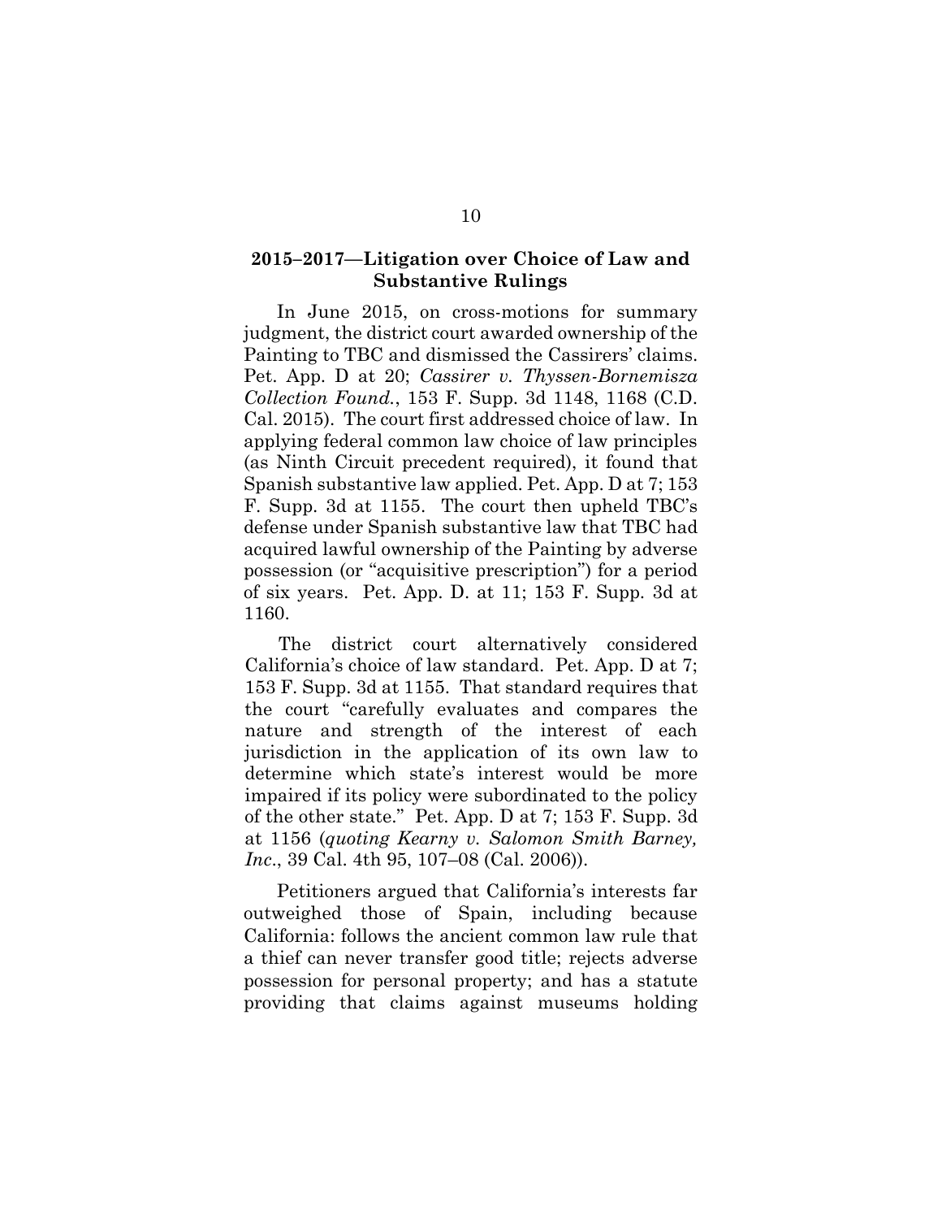**2015–2017—Litigation over Choice of Law and Substantive Rulings**

In June 2015, on cross-motions for summary judgment, the district court awarded ownership of the Painting to TBC and dismissed the Cassirers' claims. Pet. App. D at 20; *Cassirer v. Thyssen-Bornemisza Collection Found.*, 153 F. Supp. 3d 1148, 1168 (C.D. Cal. 2015). The court first addressed choice of law. In applying federal common law choice of law principles (as Ninth Circuit precedent required), it found that Spanish substantive law applied. Pet. App. D at 7; 153 F. Supp. 3d at 1155. The court then upheld TBC's defense under Spanish substantive law that TBC had acquired lawful ownership of the Painting by adverse possession (or "acquisitive prescription") for a period of six years. Pet. App. D. at 11; 153 F. Supp. 3d at 1160.

The district court alternatively considered California's choice of law standard. Pet. App. D at 7; 153 F. Supp. 3d at 1155. That standard requires that the court "carefully evaluates and compares the nature and strength of the interest of each jurisdiction in the application of its own law to determine which state's interest would be more impaired if its policy were subordinated to the policy of the other state." Pet. App. D at 7; 153 F. Supp. 3d at 1156 (*quoting Kearny v. Salomon Smith Barney, Inc*., 39 Cal. 4th 95, 107–08 (Cal. 2006)).

Petitioners argued that California's interests far outweighed those of Spain, including because California: follows the ancient common law rule that a thief can never transfer good title; rejects adverse possession for personal property; and has a statute providing that claims against museums holding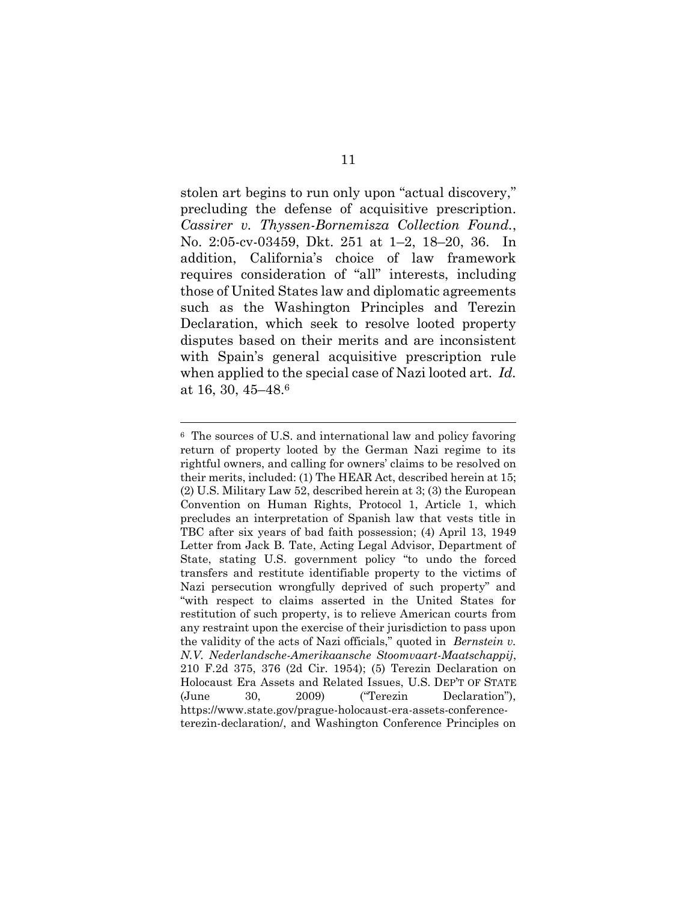stolen art begins to run only upon "actual discovery," precluding the defense of acquisitive prescription. *Cassirer v. Thyssen-Bornemisza Collection Found.*, No. 2:05-cv-03459, Dkt. 251 at 1–2, 18–20, 36. In addition, California's choice of law framework requires consideration of "all" interests, including those of United States law and diplomatic agreements such as the Washington Principles and Terezin Declaration, which seek to resolve looted property disputes based on their merits and are inconsistent with Spain's general acquisitive prescription rule when applied to the special case of Nazi looted art. *Id.* at 16, 30, 45–48.[6]

---

[6] The sources of U.S. and international law and policy favoring return of property looted by the German Nazi regime to its rightful owners, and calling for owners' claims to be resolved on their merits, included: (1) The HEAR Act, described herein at 15; (2) U.S. Military Law 52, described herein at 3; (3) the European Convention on Human Rights, Protocol 1, Article 1, which precludes an interpretation of Spanish law that vests title in TBC after six years of bad faith possession; (4) April 13, 1949 Letter from Jack B. Tate, Acting Legal Advisor, Department of State, stating U.S. government policy "to undo the forced transfers and restitute identifiable property to the victims of Nazi persecution wrongfully deprived of such property" and "with respect to claims asserted in the United States for restitution of such property, is to relieve American courts from any restraint upon the exercise of their jurisdiction to pass upon the validity of the acts of Nazi officials," quoted in *Bernstein v. N.V. Nederlandsche-Amerikaansche Stoomvaart-Maatschappij*, 210 F.2d 375, 376 (2d Cir. 1954); (5) Terezin Declaration on Holocaust Era Assets and Related Issues, U.S. DEP'T OF STATE (June 30, 2009) ("Terezin Declaration"), https://www.state.gov/prague-holocaust-era-assets-conference-terezin-declaration/, and Washington Conference Principles on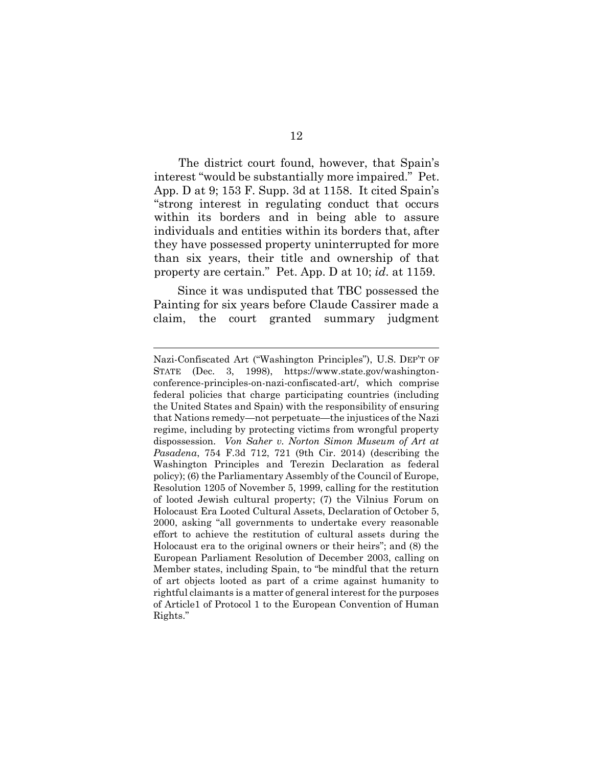The district court found, however, that Spain's interest "would be substantially more impaired." Pet. App. D at 9; 153 F. Supp. 3d at 1158. It cited Spain's "strong interest in regulating conduct that occurs within its borders and in being able to assure individuals and entities within its borders that, after they have possessed property uninterrupted for more than six years, their title and ownership of that property are certain." Pet. App. D at 10; *id*. at 1159.

Since it was undisputed that TBC possessed the Painting for six years before Claude Cassirer made a claim, the court granted summary judgment

---

Nazi-Confiscated Art ("Washington Principles"), U.S. DEP'T OF STATE (Dec. 3, 1998), https://www.state.gov/washington-conference-principles-on-nazi-confiscated-art/, which comprise federal policies that charge participating countries (including the United States and Spain) with the responsibility of ensuring that Nations remedy—not perpetuate—the injustices of the Nazi regime, including by protecting victims from wrongful property dispossession. *Von Saher v. Norton Simon Museum of Art at Pasadena*, 754 F.3d 712, 721 (9th Cir. 2014) (describing the Washington Principles and Terezin Declaration as federal policy); (6) the Parliamentary Assembly of the Council of Europe, Resolution 1205 of November 5, 1999, calling for the restitution of looted Jewish cultural property; (7) the Vilnius Forum on Holocaust Era Looted Cultural Assets, Declaration of October 5, 2000, asking "all governments to undertake every reasonable effort to achieve the restitution of cultural assets during the Holocaust era to the original owners or their heirs"; and (8) the European Parliament Resolution of December 2003, calling on Member states, including Spain, to "be mindful that the return of art objects looted as part of a crime against humanity to rightful claimants is a matter of general interest for the purposes of Article1 of Protocol 1 to the European Convention of Human Rights."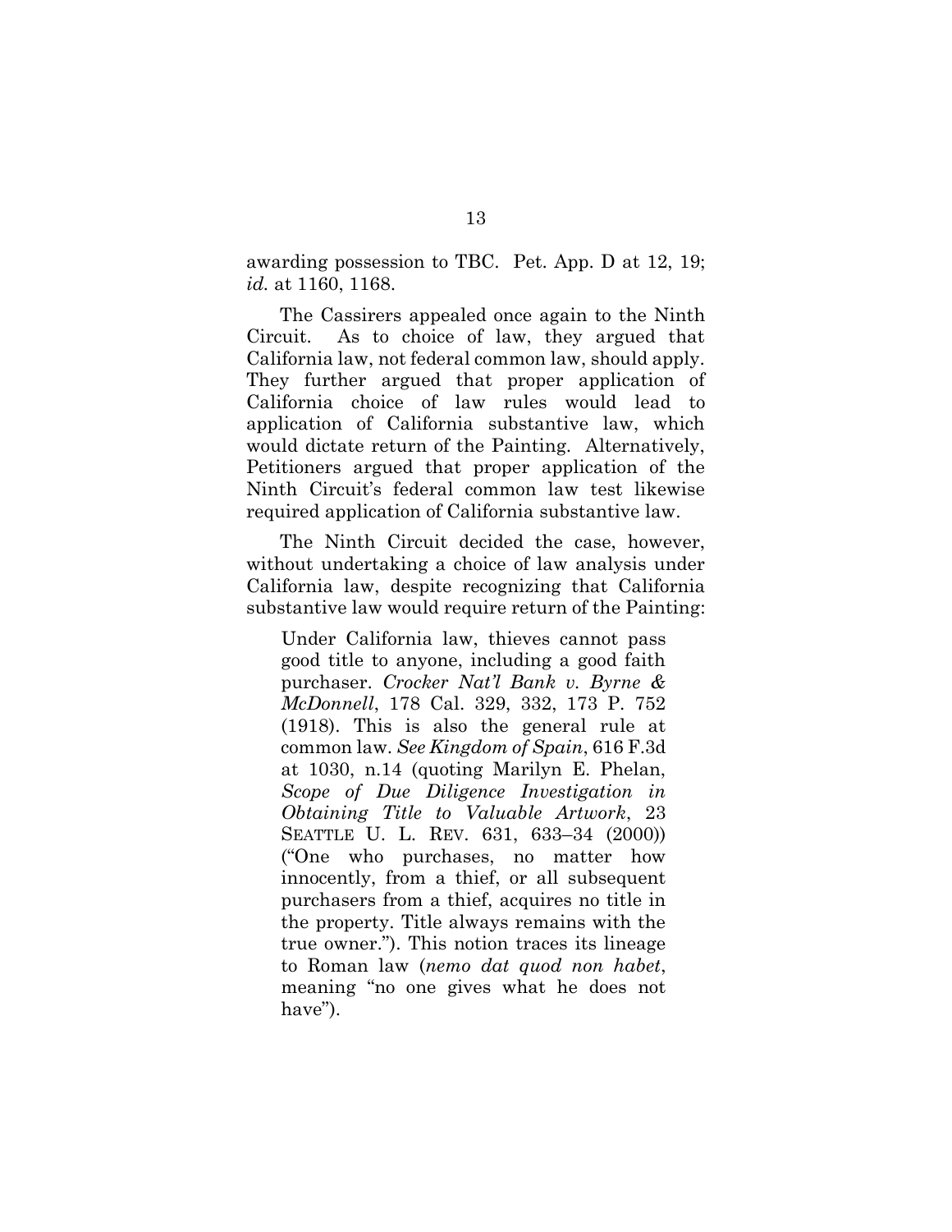awarding possession to TBC. Pet. App. D at 12, 19; *id.* at 1160, 1168.

The Cassirers appealed once again to the Ninth Circuit. As to choice of law, they argued that California law, not federal common law, should apply. They further argued that proper application of California choice of law rules would lead to application of California substantive law, which would dictate return of the Painting. Alternatively, Petitioners argued that proper application of the Ninth Circuit's federal common law test likewise required application of California substantive law.

The Ninth Circuit decided the case, however, without undertaking a choice of law analysis under California law, despite recognizing that California substantive law would require return of the Painting:

> Under California law, thieves cannot pass good title to anyone, including a good faith purchaser. *Crocker Nat'l Bank v. Byrne & McDonnell*, 178 Cal. 329, 332, 173 P. 752 (1918). This is also the general rule at common law. *See Kingdom of Spain*, 616 F.3d at 1030, n.14 (quoting Marilyn E. Phelan, *Scope of Due Diligence Investigation in Obtaining Title to Valuable Artwork*, 23 SEATTLE U. L. REV. 631, 633–34 (2000)) ("One who purchases, no matter how innocently, from a thief, or all subsequent purchasers from a thief, acquires no title in the property. Title always remains with the true owner."). This notion traces its lineage to Roman law (*nemo dat quod non habet*, meaning "no one gives what he does not have").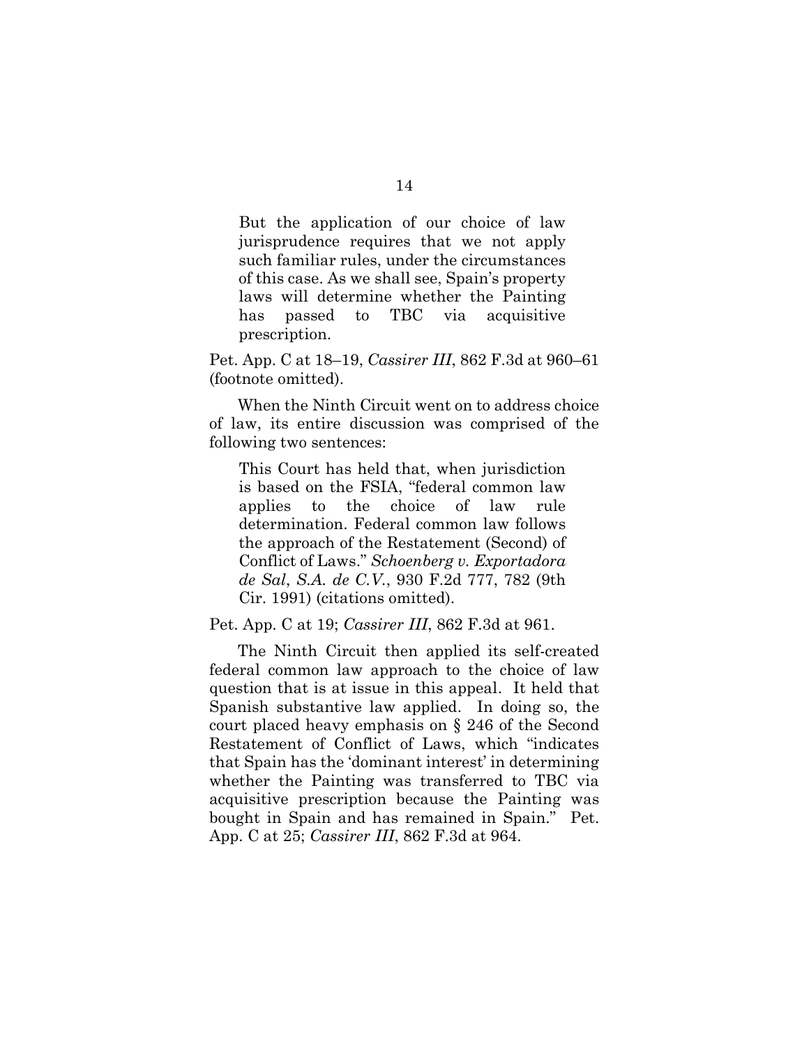> But the application of our choice of law jurisprudence requires that we not apply such familiar rules, under the circumstances of this case. As we shall see, Spain's property laws will determine whether the Painting has passed to TBC via acquisitive prescription.

Pet. App. C at 18–19, *Cassirer III*, 862 F.3d at 960–61 (footnote omitted).

When the Ninth Circuit went on to address choice of law, its entire discussion was comprised of the following two sentences:

> This Court has held that, when jurisdiction is based on the FSIA, "federal common law applies to the choice of law rule determination. Federal common law follows the approach of the Restatement (Second) of Conflict of Laws." *Schoenberg v. Exportadora de Sal, S.A. de C.V.*, 930 F.2d 777, 782 (9th Cir. 1991) (citations omitted).

Pet. App. C at 19; *Cassirer III*, 862 F.3d at 961.

The Ninth Circuit then applied its self-created federal common law approach to the choice of law question that is at issue in this appeal. It held that Spanish substantive law applied. In doing so, the court placed heavy emphasis on § 246 of the Second Restatement of Conflict of Laws, which "indicates that Spain has the 'dominant interest' in determining whether the Painting was transferred to TBC via acquisitive prescription because the Painting was bought in Spain and has remained in Spain." Pet. App. C at 25; *Cassirer III*, 862 F.3d at 964.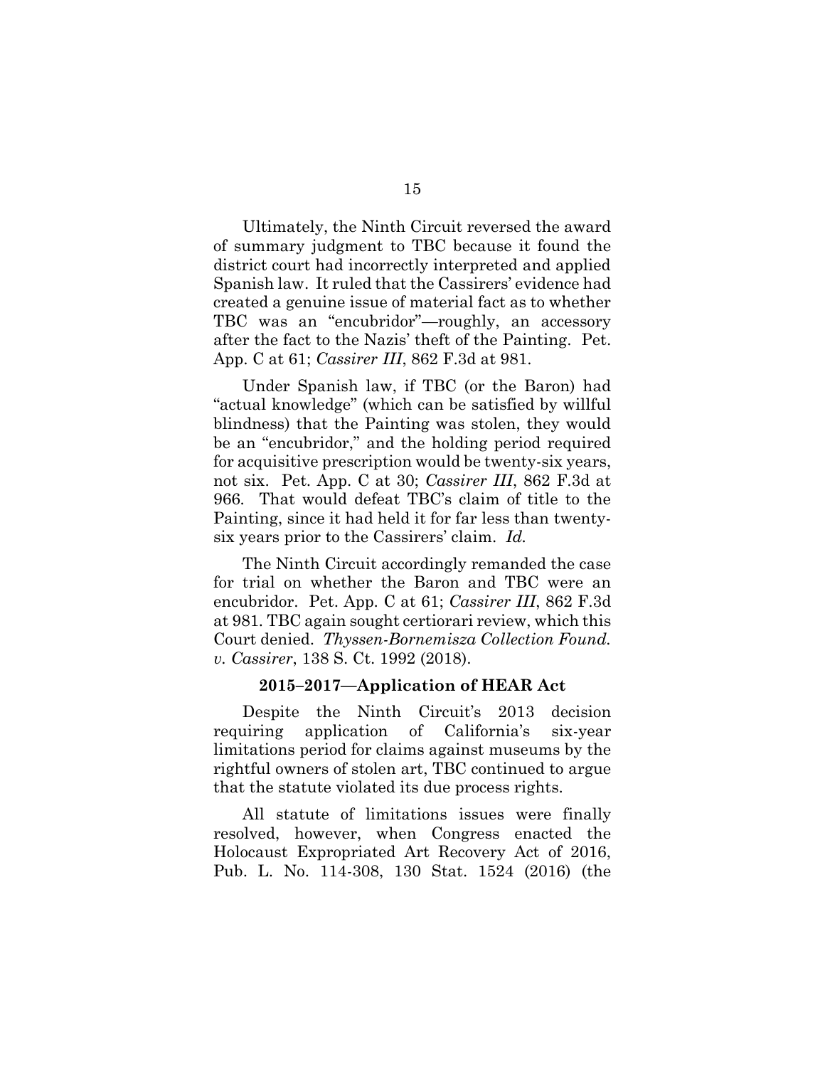Ultimately, the Ninth Circuit reversed the award of summary judgment to TBC because it found the district court had incorrectly interpreted and applied Spanish law. It ruled that the Cassirers' evidence had created a genuine issue of material fact as to whether TBC was an "encubridor"—roughly, an accessory after the fact to the Nazis' theft of the Painting. Pet. App. C at 61; *Cassirer III*, 862 F.3d at 981.

Under Spanish law, if TBC (or the Baron) had "actual knowledge" (which can be satisfied by willful blindness) that the Painting was stolen, they would be an "encubridor," and the holding period required for acquisitive prescription would be twenty-six years, not six. Pet. App. C at 30; *Cassirer III*, 862 F.3d at 966. That would defeat TBC's claim of title to the Painting, since it had held it for far less than twenty-six years prior to the Cassirers' claim. *Id.*

The Ninth Circuit accordingly remanded the case for trial on whether the Baron and TBC were an encubridor. Pet. App. C at 61; *Cassirer III*, 862 F.3d at 981. TBC again sought certiorari review, which this Court denied. *Thyssen-Bornemisza Collection Found. v. Cassirer*, 138 S. Ct. 1992 (2018).

**2015–2017—Application of HEAR Act**

Despite the Ninth Circuit's 2013 decision requiring application of California's six-year limitations period for claims against museums by the rightful owners of stolen art, TBC continued to argue that the statute violated its due process rights.

All statute of limitations issues were finally resolved, however, when Congress enacted the Holocaust Expropriated Art Recovery Act of 2016, Pub. L. No. 114-308, 130 Stat. 1524 (2016) (the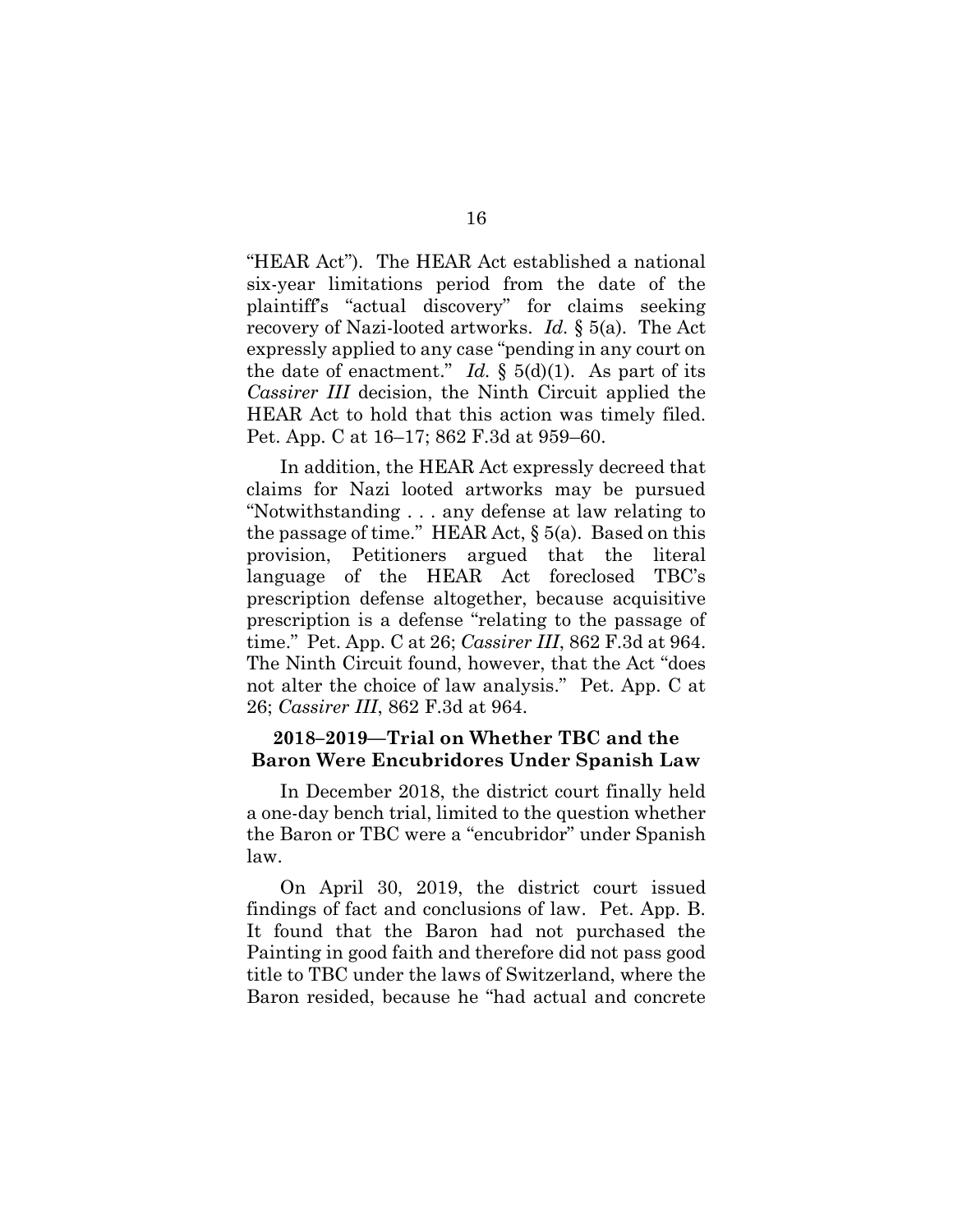"HEAR Act"). The HEAR Act established a national six-year limitations period from the date of the plaintiff's "actual discovery" for claims seeking recovery of Nazi-looted artworks. *Id.* § 5(a). The Act expressly applied to any case "pending in any court on the date of enactment." *Id.* § 5(d)(1). As part of its *Cassirer III* decision, the Ninth Circuit applied the HEAR Act to hold that this action was timely filed. Pet. App. C at 16–17; 862 F.3d at 959–60.

In addition, the HEAR Act expressly decreed that claims for Nazi looted artworks may be pursued "Notwithstanding . . . any defense at law relating to the passage of time." HEAR Act, § 5(a). Based on this provision, Petitioners argued that the literal language of the HEAR Act foreclosed TBC's prescription defense altogether, because acquisitive prescription is a defense "relating to the passage of time." Pet. App. C at 26; *Cassirer III*, 862 F.3d at 964. The Ninth Circuit found, however, that the Act "does not alter the choice of law analysis." Pet. App. C at 26; *Cassirer III*, 862 F.3d at 964.

### 2018–2019—Trial on Whether TBC and the Baron Were Encubridores Under Spanish Law

In December 2018, the district court finally held a one-day bench trial, limited to the question whether the Baron or TBC were a "encubridor" under Spanish law.

On April 30, 2019, the district court issued findings of fact and conclusions of law. Pet. App. B. It found that the Baron had not purchased the Painting in good faith and therefore did not pass good title to TBC under the laws of Switzerland, where the Baron resided, because he "had actual and concrete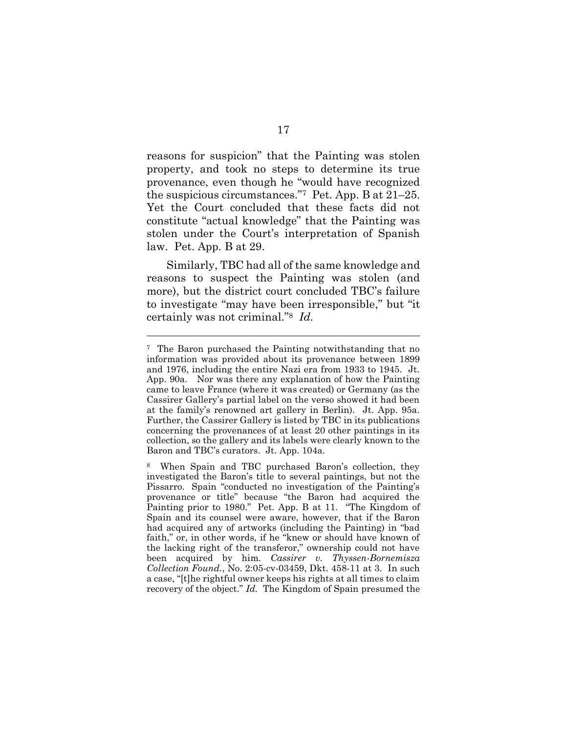reasons for suspicion" that the Painting was stolen property, and took no steps to determine its true provenance, even though he "would have recognized the suspicious circumstances."[7] Pet. App. B at 21–25. Yet the Court concluded that these facts did not constitute "actual knowledge" that the Painting was stolen under the Court's interpretation of Spanish law. Pet. App. B at 29.

Similarly, TBC had all of the same knowledge and reasons to suspect the Painting was stolen (and more), but the district court concluded TBC's failure to investigate "may have been irresponsible," but "it certainly was not criminal."[8] *Id.*

---

[7] The Baron purchased the Painting notwithstanding that no information was provided about its provenance between 1899 and 1976, including the entire Nazi era from 1933 to 1945. Jt. App. 90a. Nor was there any explanation of how the Painting came to leave France (where it was created) or Germany (as the Cassirer Gallery's partial label on the verso showed it had been at the family's renowned art gallery in Berlin). Jt. App. 95a. Further, the Cassirer Gallery is listed by TBC in its publications concerning the provenances of at least 20 other paintings in its collection, so the gallery and its labels were clearly known to the Baron and TBC's curators. Jt. App. 104a.

[8] When Spain and TBC purchased Baron's collection, they investigated the Baron's title to several paintings, but not the Pissarro. Spain "conducted no investigation of the Painting's provenance or title" because "the Baron had acquired the Painting prior to 1980." Pet. App. B at 11. "The Kingdom of Spain and its counsel were aware, however, that if the Baron had acquired any of artworks (including the Painting) in "bad faith," or, in other words, if he "knew or should have known of the lacking right of the transferor," ownership could not have been acquired by him. *Cassirer v. Thyssen-Bornemisza Collection Found.*, No. 2:05-cv-03459, Dkt. 458-11 at 3. In such a case, "[t]he rightful owner keeps his rights at all times to claim recovery of the object." *Id.* The Kingdom of Spain presumed the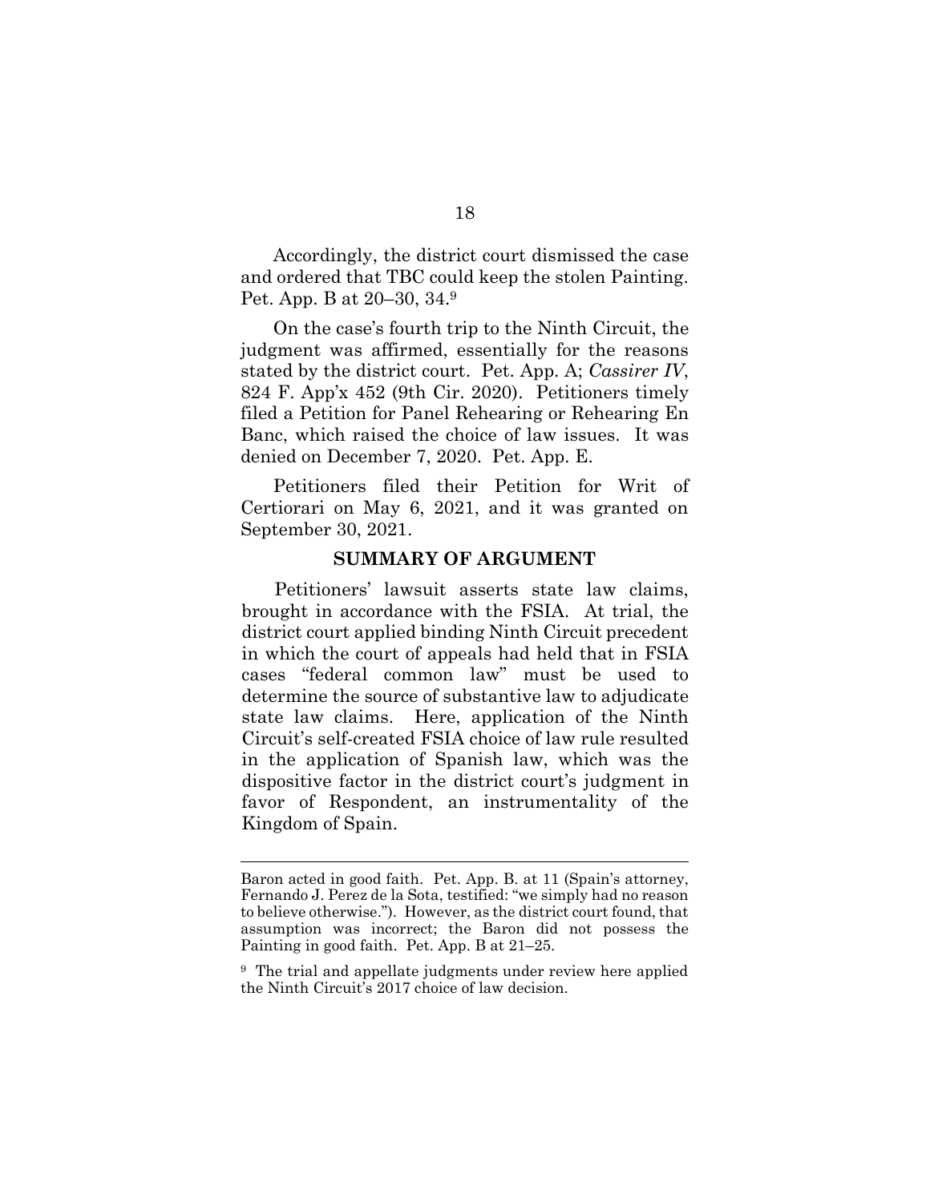Accordingly, the district court dismissed the case and ordered that TBC could keep the stolen Painting. Pet. App. B at 20–30, 34.[9]

On the case's fourth trip to the Ninth Circuit, the judgment was affirmed, essentially for the reasons stated by the district court. Pet. App. A; *Cassirer IV*, 824 F. App'x 452 (9th Cir. 2020). Petitioners timely filed a Petition for Panel Rehearing or Rehearing En Banc, which raised the choice of law issues. It was denied on December 7, 2020. Pet. App. E.

Petitioners filed their Petition for Writ of Certiorari on May 6, 2021, and it was granted on September 30, 2021.

## SUMMARY OF ARGUMENT

Petitioners' lawsuit asserts state law claims, brought in accordance with the FSIA. At trial, the district court applied binding Ninth Circuit precedent in which the court of appeals had held that in FSIA cases "federal common law" must be used to determine the source of substantive law to adjudicate state law claims. Here, application of the Ninth Circuit's self-created FSIA choice of law rule resulted in the application of Spanish law, which was the dispositive factor in the district court's judgment in favor of Respondent, an instrumentality of the Kingdom of Spain.

---

Baron acted in good faith. Pet. App. B. at 11 (Spain's attorney, Fernando J. Perez de la Sota, testified: "we simply had no reason to believe otherwise."). However, as the district court found, that assumption was incorrect; the Baron did not possess the Painting in good faith. Pet. App. B at 21–25.

[9] The trial and appellate judgments under review here applied the Ninth Circuit's 2017 choice of law decision.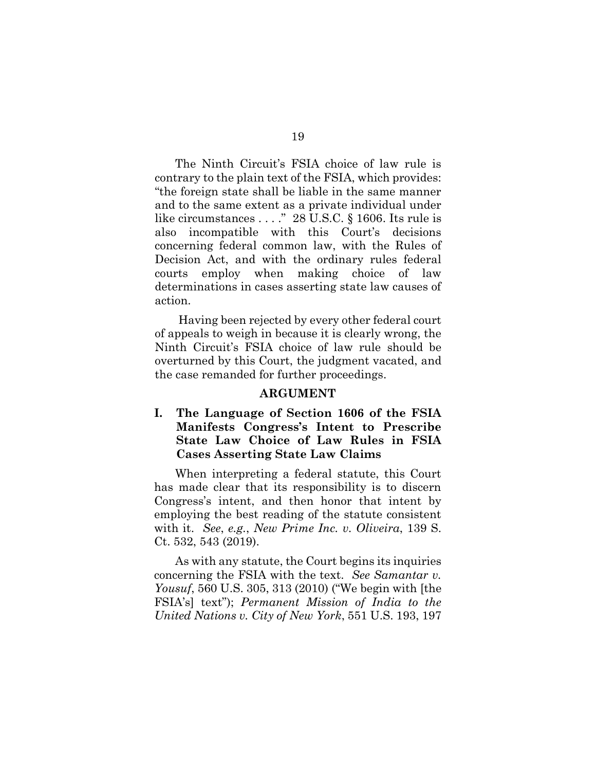The Ninth Circuit's FSIA choice of law rule is contrary to the plain text of the FSIA, which provides: "the foreign state shall be liable in the same manner and to the same extent as a private individual under like circumstances . . . ." 28 U.S.C. § 1606. Its rule is also incompatible with this Court's decisions concerning federal common law, with the Rules of Decision Act, and with the ordinary rules federal courts employ when making choice of law determinations in cases asserting state law causes of action.

Having been rejected by every other federal court of appeals to weigh in because it is clearly wrong, the Ninth Circuit's FSIA choice of law rule should be overturned by this Court, the judgment vacated, and the case remanded for further proceedings.

## ARGUMENT

### I. The Language of Section 1606 of the FSIA Manifests Congress's Intent to Prescribe State Law Choice of Law Rules in FSIA Cases Asserting State Law Claims

When interpreting a federal statute, this Court has made clear that its responsibility is to discern Congress's intent, and then honor that intent by employing the best reading of the statute consistent with it. *See*, *e.g.*, *New Prime Inc. v. Oliveira*, 139 S. Ct. 532, 543 (2019).

As with any statute, the Court begins its inquiries concerning the FSIA with the text. *See Samantar v. Yousuf*, 560 U.S. 305, 313 (2010) ("We begin with [the FSIA's] text"); *Permanent Mission of India to the United Nations v. City of New York*, 551 U.S. 193, 197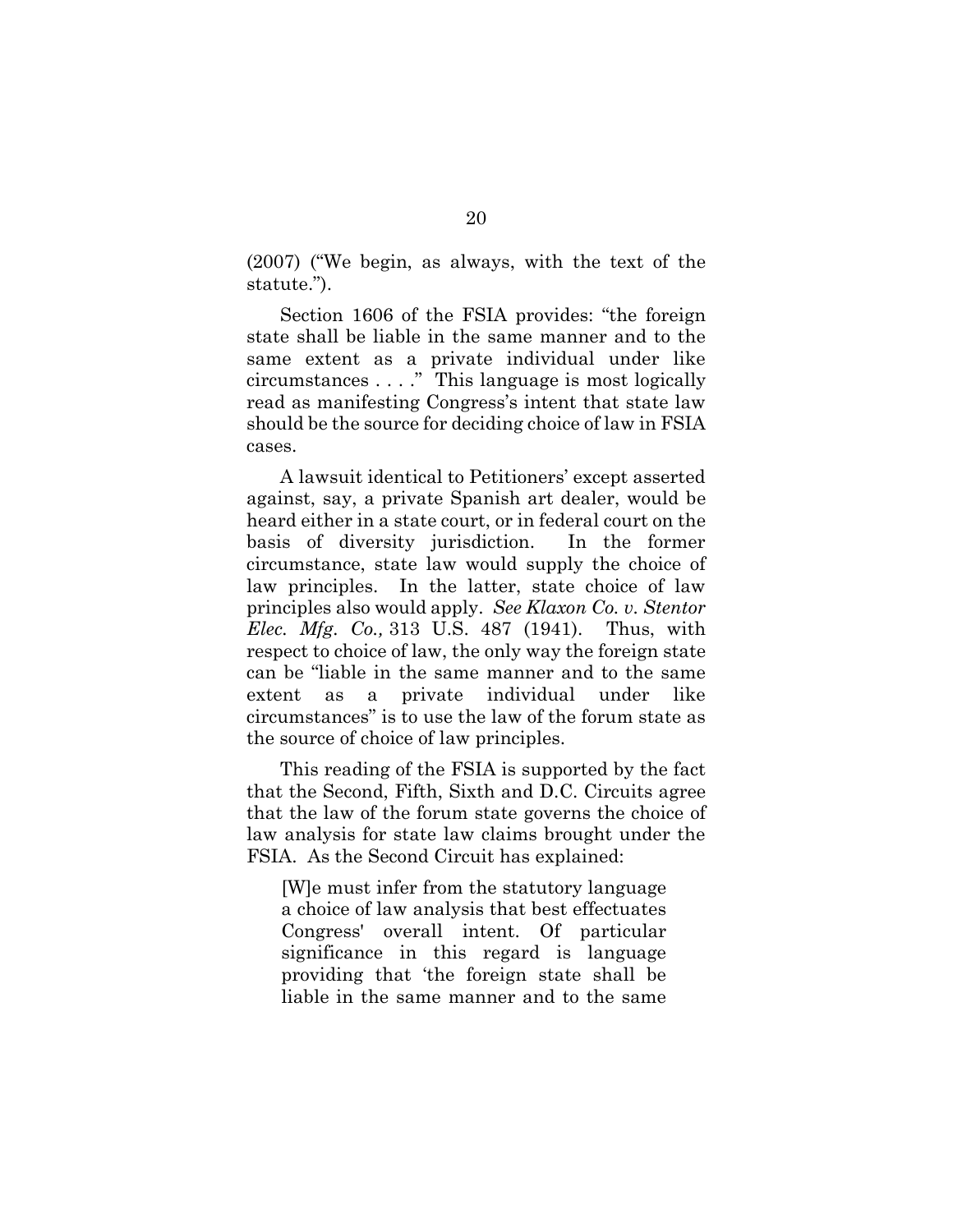(2007) ("We begin, as always, with the text of the statute.").

Section 1606 of the FSIA provides: "the foreign state shall be liable in the same manner and to the same extent as a private individual under like circumstances . . . ." This language is most logically read as manifesting Congress's intent that state law should be the source for deciding choice of law in FSIA cases.

A lawsuit identical to Petitioners' except asserted against, say, a private Spanish art dealer, would be heard either in a state court, or in federal court on the basis of diversity jurisdiction. In the former circumstance, state law would supply the choice of law principles. In the latter, state choice of law principles also would apply. *See Klaxon Co. v. Stentor Elec. Mfg. Co.,* 313 U.S. 487 (1941). Thus, with respect to choice of law, the only way the foreign state can be "liable in the same manner and to the same extent as a private individual under like circumstances" is to use the law of the forum state as the source of choice of law principles.

This reading of the FSIA is supported by the fact that the Second, Fifth, Sixth and D.C. Circuits agree that the law of the forum state governs the choice of law analysis for state law claims brought under the FSIA. As the Second Circuit has explained:

> [W]e must infer from the statutory language a choice of law analysis that best effectuates Congress' overall intent. Of particular significance in this regard is language providing that 'the foreign state shall be liable in the same manner and to the same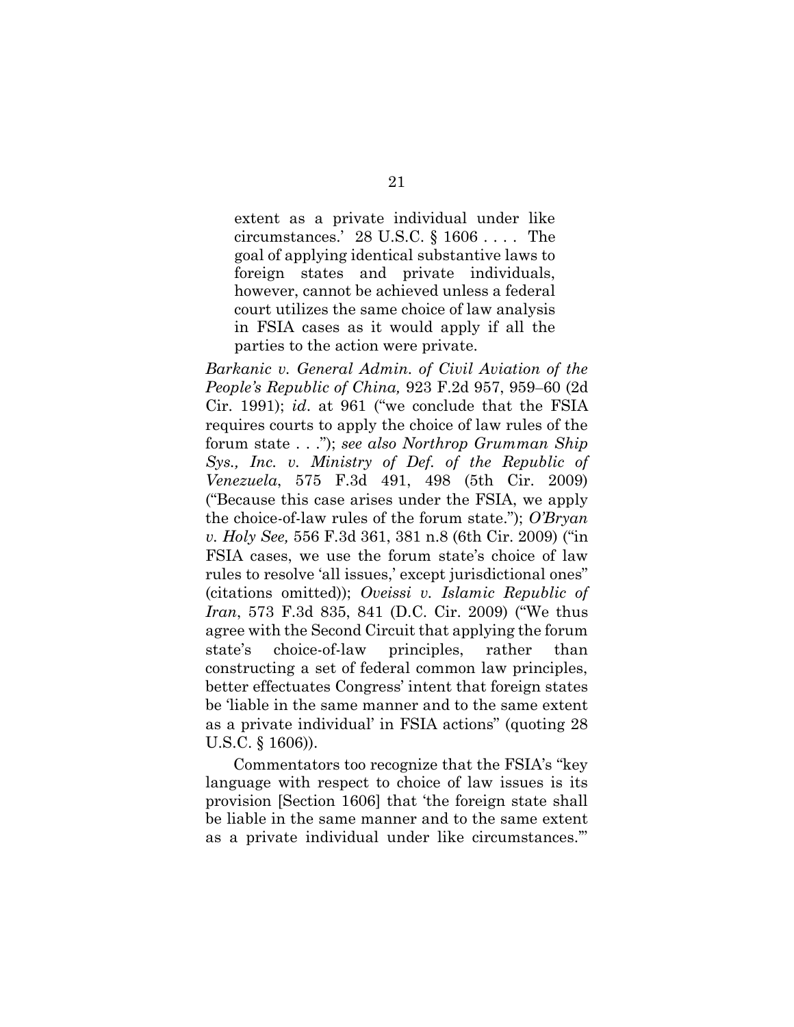> extent as a private individual under like circumstances.' 28 U.S.C. § 1606 . . . . The goal of applying identical substantive laws to foreign states and private individuals, however, cannot be achieved unless a federal court utilizes the same choice of law analysis in FSIA cases as it would apply if all the parties to the action were private.

*Barkanic v. General Admin. of Civil Aviation of the People's Republic of China,* 923 F.2d 957, 959–60 (2d Cir. 1991); *id*. at 961 ("we conclude that the FSIA requires courts to apply the choice of law rules of the forum state . . ."); *see also Northrop Grumman Ship Sys., Inc. v. Ministry of Def. of the Republic of Venezuela*, 575 F.3d 491, 498 (5th Cir. 2009) ("Because this case arises under the FSIA, we apply the choice-of-law rules of the forum state."); *O'Bryan v. Holy See,* 556 F.3d 361, 381 n.8 (6th Cir. 2009) ("in FSIA cases, we use the forum state's choice of law rules to resolve 'all issues,' except jurisdictional ones" (citations omitted)); *Oveissi v. Islamic Republic of Iran*, 573 F.3d 835, 841 (D.C. Cir. 2009) ("We thus agree with the Second Circuit that applying the forum state's choice-of-law principles, rather than constructing a set of federal common law principles, better effectuates Congress' intent that foreign states be 'liable in the same manner and to the same extent as a private individual' in FSIA actions" (quoting 28 U.S.C. § 1606)).

Commentators too recognize that the FSIA's "key language with respect to choice of law issues is its provision [Section 1606] that 'the foreign state shall be liable in the same manner and to the same extent as a private individual under like circumstances.'"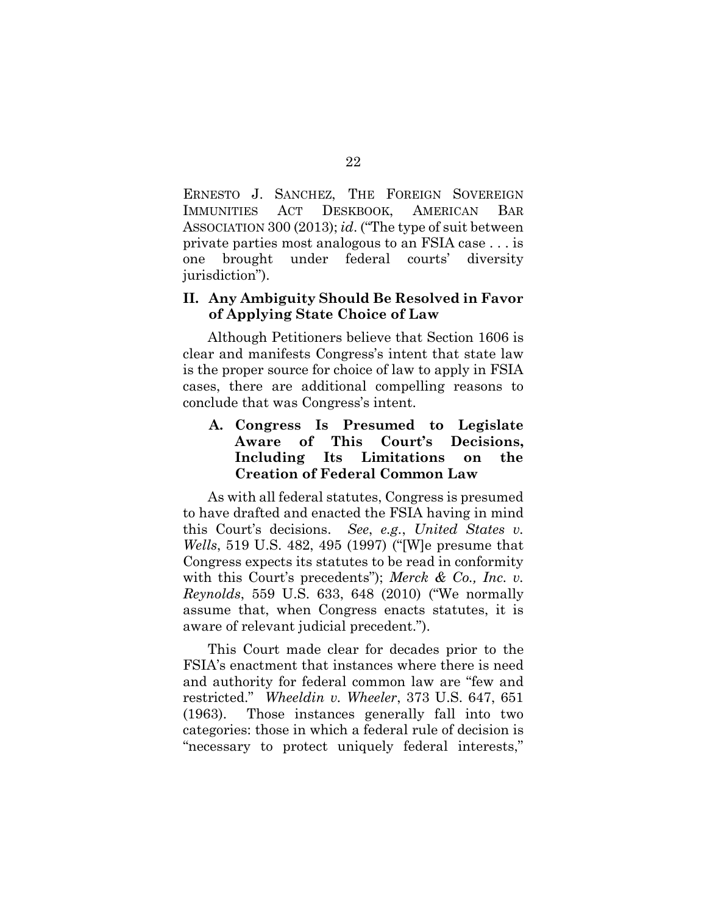ERNESTO J. SANCHEZ, THE FOREIGN SOVEREIGN IMMUNITIES ACT DESKBOOK, AMERICAN BAR ASSOCIATION 300 (2013); *id*. ("The type of suit between private parties most analogous to an FSIA case . . . is one brought under federal courts' diversity jurisdiction").

## II. Any Ambiguity Should Be Resolved in Favor of Applying State Choice of Law

Although Petitioners believe that Section 1606 is clear and manifests Congress's intent that state law is the proper source for choice of law to apply in FSIA cases, there are additional compelling reasons to conclude that was Congress's intent.

### A. Congress Is Presumed to Legislate Aware of This Court's Decisions, Including Its Limitations on the Creation of Federal Common Law

As with all federal statutes, Congress is presumed to have drafted and enacted the FSIA having in mind this Court's decisions. *See*, *e.g.*, *United States v. Wells*, 519 U.S. 482, 495 (1997) ("[W]e presume that Congress expects its statutes to be read in conformity with this Court's precedents"); *Merck & Co., Inc. v. Reynolds*, 559 U.S. 633, 648 (2010) ("We normally assume that, when Congress enacts statutes, it is aware of relevant judicial precedent.").

This Court made clear for decades prior to the FSIA's enactment that instances where there is need and authority for federal common law are "few and restricted." *Wheeldin v. Wheeler*, 373 U.S. 647, 651 (1963). Those instances generally fall into two categories: those in which a federal rule of decision is "necessary to protect uniquely federal interests,"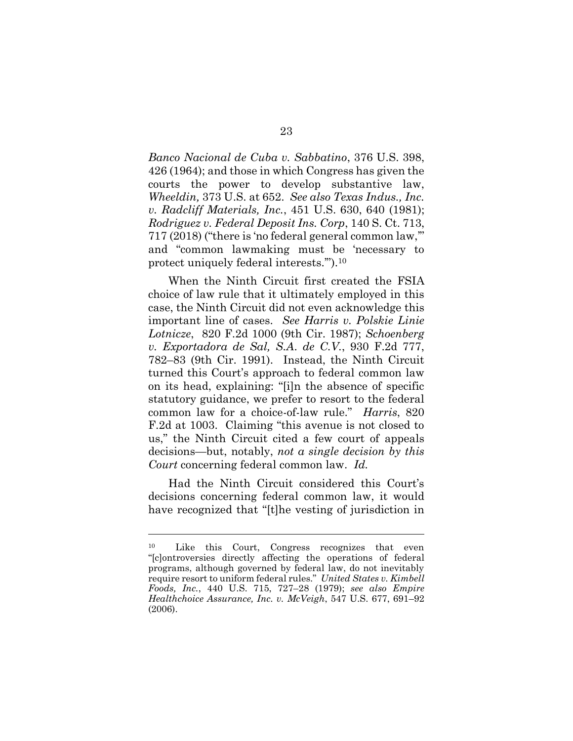*Banco Nacional de Cuba v. Sabbatino*, 376 U.S. 398, 426 (1964); and those in which Congress has given the courts the power to develop substantive law, *Wheeldin,* 373 U.S. at 652. *See also Texas Indus., Inc. v. Radcliff Materials, Inc.*, 451 U.S. 630, 640 (1981); *Rodriguez v. Federal Deposit Ins. Corp*, 140 S. Ct. 713, 717 (2018) ("there is 'no federal general common law,'" and "common lawmaking must be 'necessary to protect uniquely federal interests.'").[10]

When the Ninth Circuit first created the FSIA choice of law rule that it ultimately employed in this case, the Ninth Circuit did not even acknowledge this important line of cases. *See Harris v. Polskie Linie Lotnicze*, 820 F.2d 1000 (9th Cir. 1987); *Schoenberg v. Exportadora de Sal, S.A. de C.V.*, 930 F.2d 777, 782–83 (9th Cir. 1991). Instead, the Ninth Circuit turned this Court's approach to federal common law on its head, explaining: "[i]n the absence of specific statutory guidance, we prefer to resort to the federal common law for a choice-of-law rule." *Harris*, 820 F.2d at 1003. Claiming "this avenue is not closed to us," the Ninth Circuit cited a few court of appeals decisions—but, notably, *not a single decision by this Court* concerning federal common law. *Id.*

Had the Ninth Circuit considered this Court's decisions concerning federal common law, it would have recognized that "[t]he vesting of jurisdiction in

---

[10] Like this Court, Congress recognizes that even "[c]ontroversies directly affecting the operations of federal programs, although governed by federal law, do not inevitably require resort to uniform federal rules." *United States v. Kimbell Foods, Inc.*, 440 U.S. 715, 727–28 (1979); *see also Empire Healthchoice Assurance, Inc. v. McVeigh*, 547 U.S. 677, 691–92 (2006).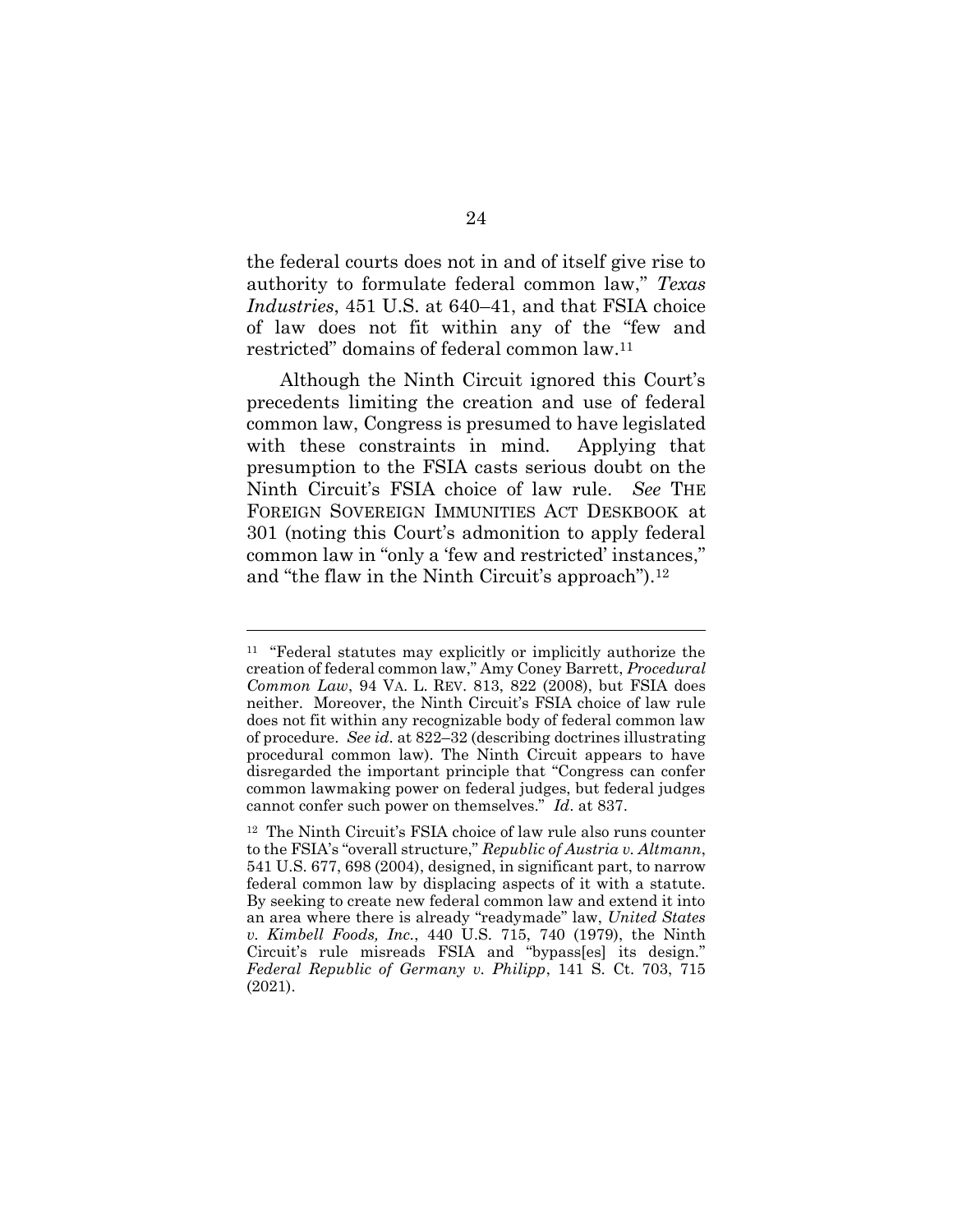the federal courts does not in and of itself give rise to authority to formulate federal common law," *Texas Industries*, 451 U.S. at 640–41, and that FSIA choice of law does not fit within any of the "few and restricted" domains of federal common law.[11]

Although the Ninth Circuit ignored this Court's precedents limiting the creation and use of federal common law, Congress is presumed to have legislated with these constraints in mind. Applying that presumption to the FSIA casts serious doubt on the Ninth Circuit's FSIA choice of law rule. *See* THE FOREIGN SOVEREIGN IMMUNITIES ACT DESKBOOK at 301 (noting this Court's admonition to apply federal common law in "only a 'few and restricted' instances," and "the flaw in the Ninth Circuit's approach").[12]

---

[11] "Federal statutes may explicitly or implicitly authorize the creation of federal common law," Amy Coney Barrett, *Procedural Common Law*, 94 VA. L. REV. 813, 822 (2008), but FSIA does neither. Moreover, the Ninth Circuit's FSIA choice of law rule does not fit within any recognizable body of federal common law of procedure. *See id.* at 822–32 (describing doctrines illustrating procedural common law). The Ninth Circuit appears to have disregarded the important principle that "Congress can confer common lawmaking power on federal judges, but federal judges cannot confer such power on themselves." *Id.* at 837.

[12] The Ninth Circuit's FSIA choice of law rule also runs counter to the FSIA's "overall structure," *Republic of Austria v. Altmann*, 541 U.S. 677, 698 (2004), designed, in significant part, to narrow federal common law by displacing aspects of it with a statute. By seeking to create new federal common law and extend it into an area where there is already "readymade" law, *United States v. Kimbell Foods, Inc.*, 440 U.S. 715, 740 (1979), the Ninth Circuit's rule misreads FSIA and "bypass[es] its design." *Federal Republic of Germany v. Philipp*, 141 S. Ct. 703, 715 (2021).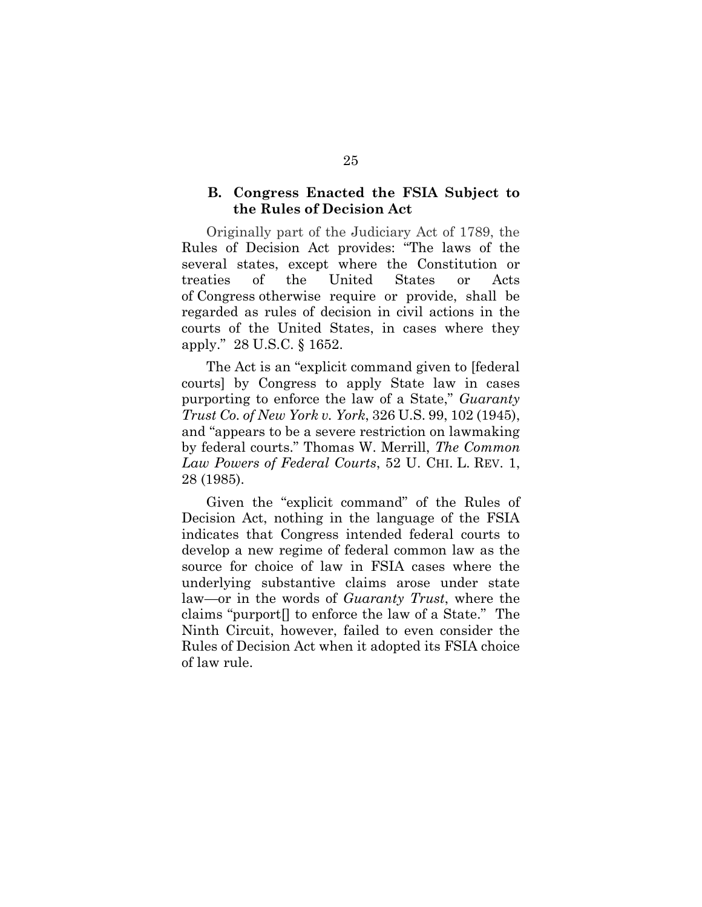### B. Congress Enacted the FSIA Subject to the Rules of Decision Act

Originally part of the Judiciary Act of 1789, the Rules of Decision Act provides: "The laws of the several states, except where the Constitution or treaties of the United States or Acts of Congress otherwise require or provide, shall be regarded as rules of decision in civil actions in the courts of the United States, in cases where they apply." 28 U.S.C. § 1652.

The Act is an "explicit command given to [federal courts] by Congress to apply State law in cases purporting to enforce the law of a State," *Guaranty Trust Co. of New York v. York*, 326 U.S. 99, 102 (1945), and "appears to be a severe restriction on lawmaking by federal courts." Thomas W. Merrill, *The Common Law Powers of Federal Courts*, 52 U. CHI. L. REV. 1, 28 (1985).

Given the "explicit command" of the Rules of Decision Act, nothing in the language of the FSIA indicates that Congress intended federal courts to develop a new regime of federal common law as the source for choice of law in FSIA cases where the underlying substantive claims arose under state law—or in the words of *Guaranty Trust*, where the claims "purport[] to enforce the law of a State." The Ninth Circuit, however, failed to even consider the Rules of Decision Act when it adopted its FSIA choice of law rule.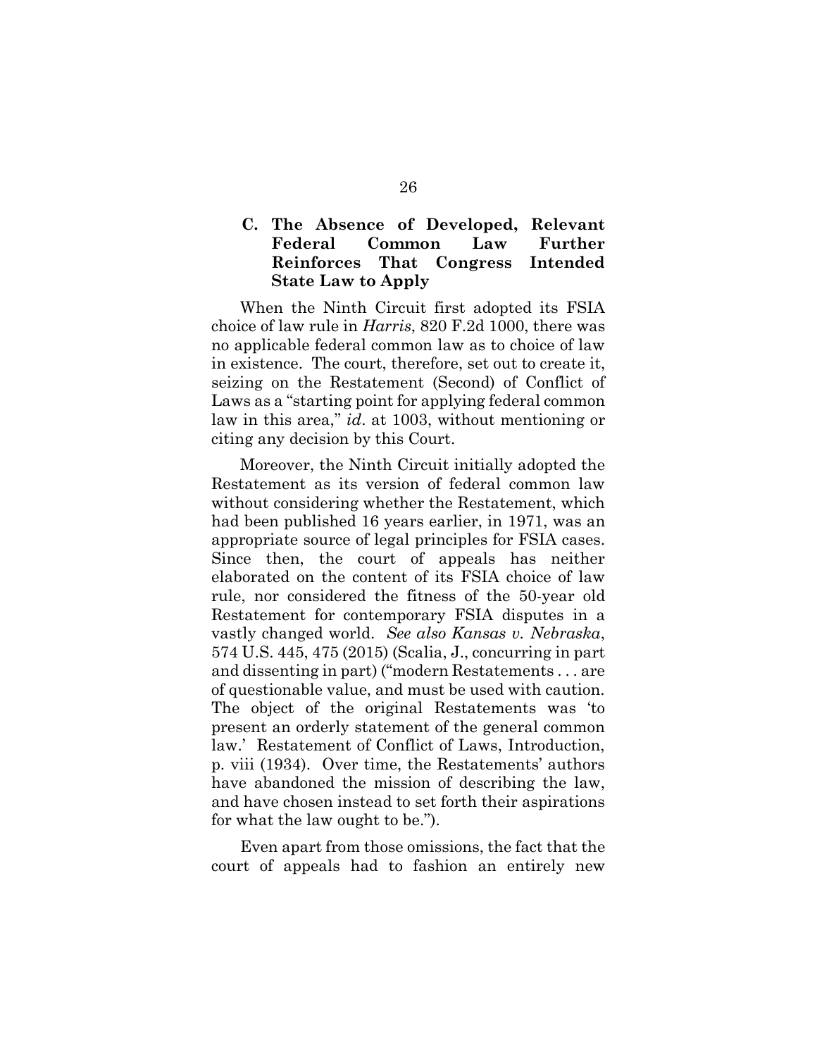### C. The Absence of Developed, Relevant Federal Common Law Further Reinforces That Congress Intended State Law to Apply

When the Ninth Circuit first adopted its FSIA choice of law rule in *Harris*, 820 F.2d 1000, there was no applicable federal common law as to choice of law in existence. The court, therefore, set out to create it, seizing on the Restatement (Second) of Conflict of Laws as a "starting point for applying federal common law in this area," *id*. at 1003, without mentioning or citing any decision by this Court.

Moreover, the Ninth Circuit initially adopted the Restatement as its version of federal common law without considering whether the Restatement, which had been published 16 years earlier, in 1971, was an appropriate source of legal principles for FSIA cases. Since then, the court of appeals has neither elaborated on the content of its FSIA choice of law rule, nor considered the fitness of the 50-year old Restatement for contemporary FSIA disputes in a vastly changed world. *See also Kansas v. Nebraska*, 574 U.S. 445, 475 (2015) (Scalia, J., concurring in part and dissenting in part) ("modern Restatements . . . are of questionable value, and must be used with caution. The object of the original Restatements was 'to present an orderly statement of the general common law.' Restatement of Conflict of Laws, Introduction, p. viii (1934). Over time, the Restatements' authors have abandoned the mission of describing the law, and have chosen instead to set forth their aspirations for what the law ought to be.").

Even apart from those omissions, the fact that the court of appeals had to fashion an entirely new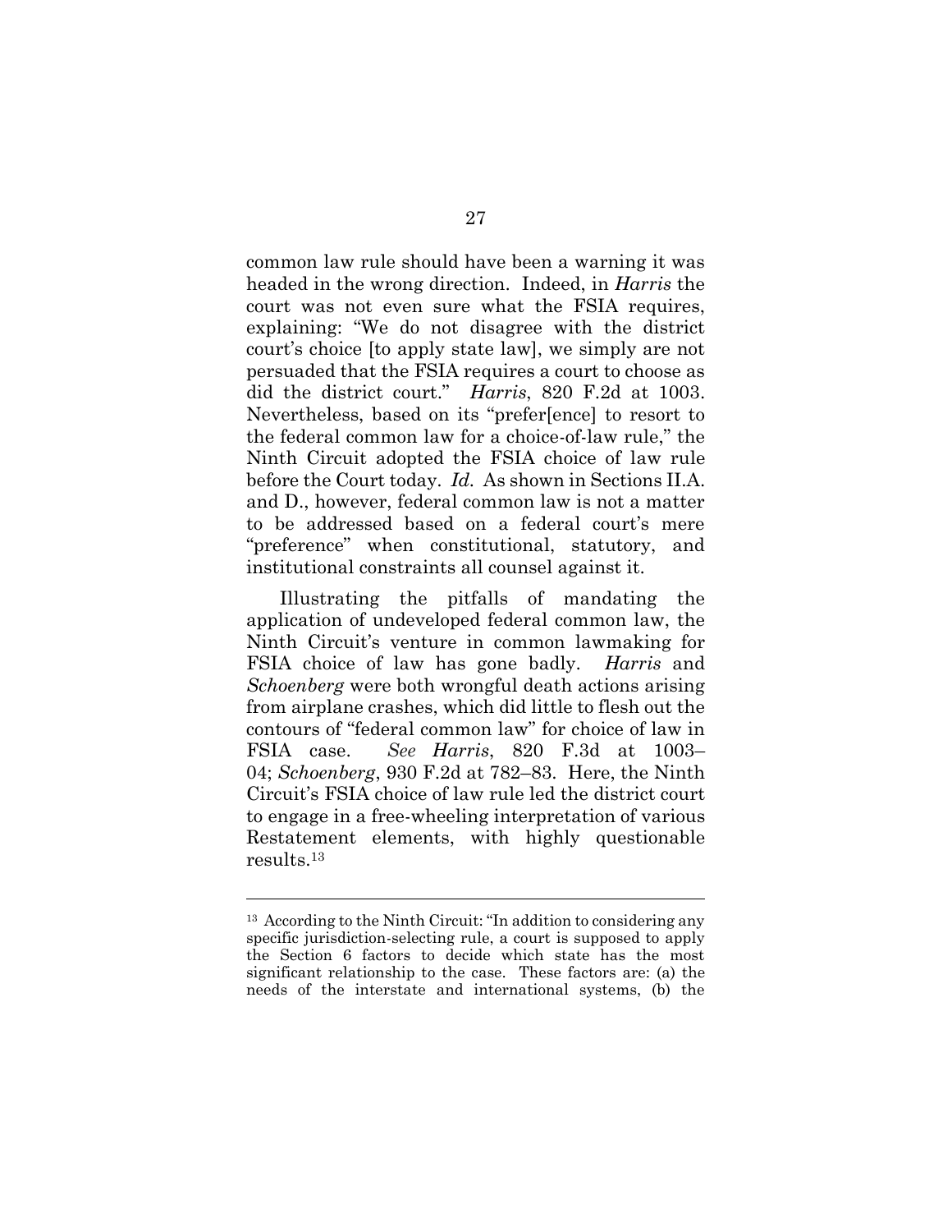common law rule should have been a warning it was headed in the wrong direction. Indeed, in *Harris* the court was not even sure what the FSIA requires, explaining: "We do not disagree with the district court's choice [to apply state law], we simply are not persuaded that the FSIA requires a court to choose as did the district court." *Harris*, 820 F.2d at 1003. Nevertheless, based on its "prefer[ence] to resort to the federal common law for a choice-of-law rule," the Ninth Circuit adopted the FSIA choice of law rule before the Court today. *Id.* As shown in Sections II.A. and D., however, federal common law is not a matter to be addressed based on a federal court's mere "preference" when constitutional, statutory, and institutional constraints all counsel against it.

Illustrating the pitfalls of mandating the application of undeveloped federal common law, the Ninth Circuit's venture in common lawmaking for FSIA choice of law has gone badly. *Harris* and *Schoenberg* were both wrongful death actions arising from airplane crashes, which did little to flesh out the contours of "federal common law" for choice of law in FSIA case. *See Harris*, 820 F.3d at 1003–04; *Schoenberg*, 930 F.2d at 782–83. Here, the Ninth Circuit's FSIA choice of law rule led the district court to engage in a free-wheeling interpretation of various Restatement elements, with highly questionable results.[13]

---

[13] According to the Ninth Circuit: "In addition to considering any specific jurisdiction-selecting rule, a court is supposed to apply the Section 6 factors to decide which state has the most significant relationship to the case. These factors are: (a) the needs of the interstate and international systems, (b) the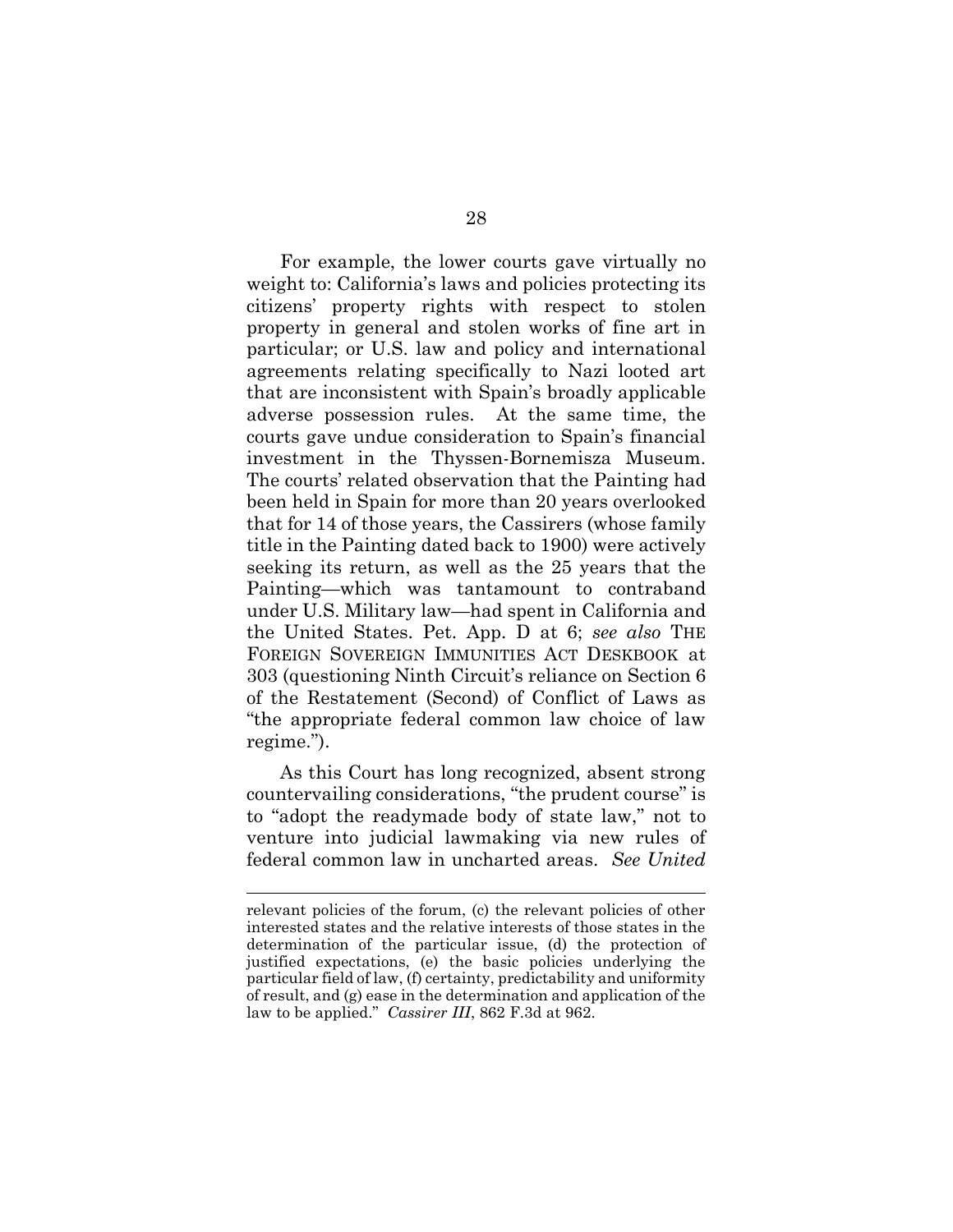For example, the lower courts gave virtually no weight to: California's laws and policies protecting its citizens' property rights with respect to stolen property in general and stolen works of fine art in particular; or U.S. law and policy and international agreements relating specifically to Nazi looted art that are inconsistent with Spain's broadly applicable adverse possession rules. At the same time, the courts gave undue consideration to Spain's financial investment in the Thyssen-Bornemisza Museum. The courts' related observation that the Painting had been held in Spain for more than 20 years overlooked that for 14 of those years, the Cassirers (whose family title in the Painting dated back to 1900) were actively seeking its return, as well as the 25 years that the Painting—which was tantamount to contraband under U.S. Military law—had spent in California and the United States. Pet. App. D at 6; *see also* THE FOREIGN SOVEREIGN IMMUNITIES ACT DESKBOOK at 303 (questioning Ninth Circuit's reliance on Section 6 of the Restatement (Second) of Conflict of Laws as "the appropriate federal common law choice of law regime.").

As this Court has long recognized, absent strong countervailing considerations, "the prudent course" is to "adopt the readymade body of state law," not to venture into judicial lawmaking via new rules of federal common law in uncharted areas. *See United*

---

relevant policies of the forum, (c) the relevant policies of other interested states and the relative interests of those states in the determination of the particular issue, (d) the protection of justified expectations, (e) the basic policies underlying the particular field of law, (f) certainty, predictability and uniformity of result, and (g) ease in the determination and application of the law to be applied." *Cassirer III*, 862 F.3d at 962.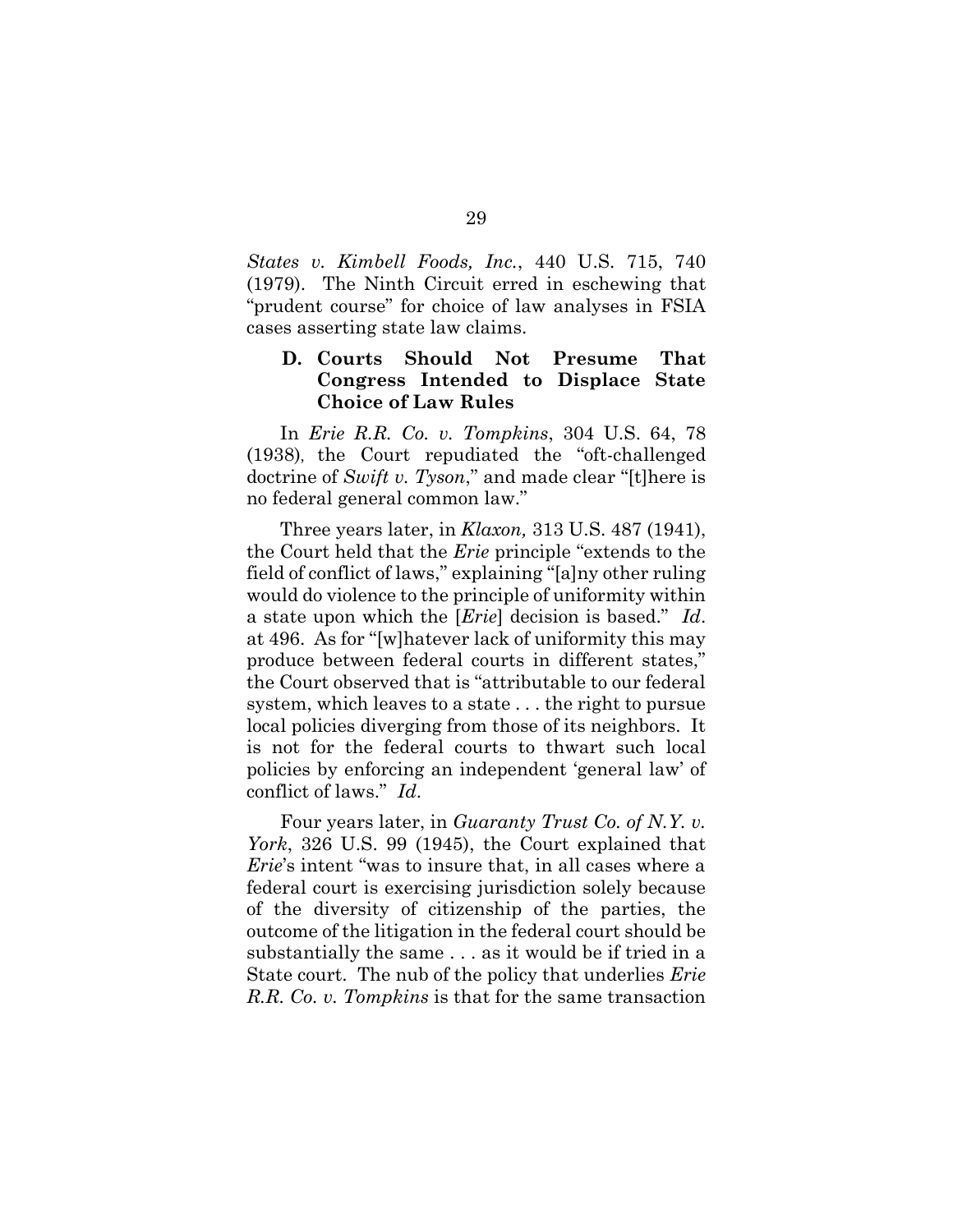*States v. Kimbell Foods, Inc.*, 440 U.S. 715, 740 (1979). The Ninth Circuit erred in eschewing that "prudent course" for choice of law analyses in FSIA cases asserting state law claims.

### D. Courts Should Not Presume That Congress Intended to Displace State Choice of Law Rules

In *Erie R.R. Co. v. Tompkins*, 304 U.S. 64, 78 (1938), the Court repudiated the "oft-challenged doctrine of *Swift v. Tyson*," and made clear "[t]here is no federal general common law."

Three years later, in *Klaxon,* 313 U.S. 487 (1941), the Court held that the *Erie* principle "extends to the field of conflict of laws," explaining "[a]ny other ruling would do violence to the principle of uniformity within a state upon which the [*Erie*] decision is based." *Id*. at 496. As for "[w]hatever lack of uniformity this may produce between federal courts in different states," the Court observed that is "attributable to our federal system, which leaves to a state . . . the right to pursue local policies diverging from those of its neighbors. It is not for the federal courts to thwart such local policies by enforcing an independent 'general law' of conflict of laws." *Id*.

Four years later, in *Guaranty Trust Co. of N.Y. v. York*, 326 U.S. 99 (1945), the Court explained that *Erie*'s intent "was to insure that, in all cases where a federal court is exercising jurisdiction solely because of the diversity of citizenship of the parties, the outcome of the litigation in the federal court should be substantially the same . . . as it would be if tried in a State court. The nub of the policy that underlies *Erie R.R. Co. v. Tompkins* is that for the same transaction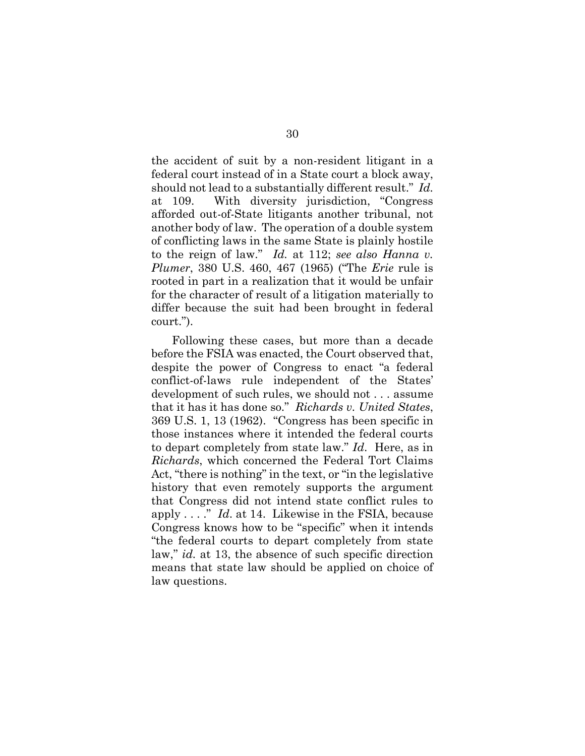the accident of suit by a non-resident litigant in a federal court instead of in a State court a block away, should not lead to a substantially different result." *Id.* at 109. With diversity jurisdiction, "Congress afforded out-of-State litigants another tribunal, not another body of law. The operation of a double system of conflicting laws in the same State is plainly hostile to the reign of law." *Id.* at 112; *see also Hanna v. Plumer*, 380 U.S. 460, 467 (1965) ("The *Erie* rule is rooted in part in a realization that it would be unfair for the character of result of a litigation materially to differ because the suit had been brought in federal court.").

Following these cases, but more than a decade before the FSIA was enacted, the Court observed that, despite the power of Congress to enact "a federal conflict-of-laws rule independent of the States' development of such rules, we should not . . . assume that it has it has done so." *Richards v. United States*, 369 U.S. 1, 13 (1962). "Congress has been specific in those instances where it intended the federal courts to depart completely from state law." *Id*. Here, as in *Richards*, which concerned the Federal Tort Claims Act, "there is nothing" in the text, or "in the legislative history that even remotely supports the argument that Congress did not intend state conflict rules to apply . . . ." *Id*. at 14. Likewise in the FSIA, because Congress knows how to be "specific" when it intends "the federal courts to depart completely from state law," *id.* at 13, the absence of such specific direction means that state law should be applied on choice of law questions.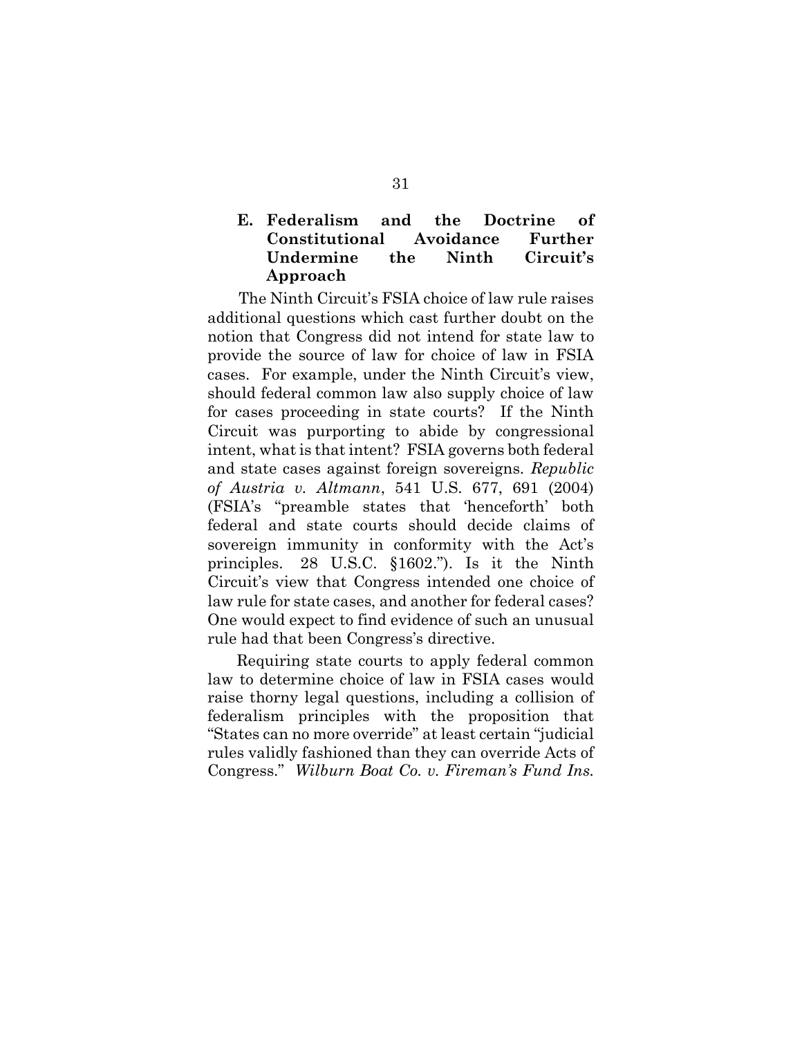### E. Federalism and the Doctrine of Constitutional Avoidance Further Undermine the Ninth Circuit's Approach

The Ninth Circuit's FSIA choice of law rule raises additional questions which cast further doubt on the notion that Congress did not intend for state law to provide the source of law for choice of law in FSIA cases. For example, under the Ninth Circuit's view, should federal common law also supply choice of law for cases proceeding in state courts? If the Ninth Circuit was purporting to abide by congressional intent, what is that intent? FSIA governs both federal and state cases against foreign sovereigns. *Republic of Austria v. Altmann*, 541 U.S. 677, 691 (2004) (FSIA's "preamble states that 'henceforth' both federal and state courts should decide claims of sovereign immunity in conformity with the Act's principles. 28 U.S.C. §1602."). Is it the Ninth Circuit's view that Congress intended one choice of law rule for state cases, and another for federal cases? One would expect to find evidence of such an unusual rule had that been Congress's directive.

Requiring state courts to apply federal common law to determine choice of law in FSIA cases would raise thorny legal questions, including a collision of federalism principles with the proposition that "States can no more override" at least certain "judicial rules validly fashioned than they can override Acts of Congress." *Wilburn Boat Co. v. Fireman's Fund Ins.*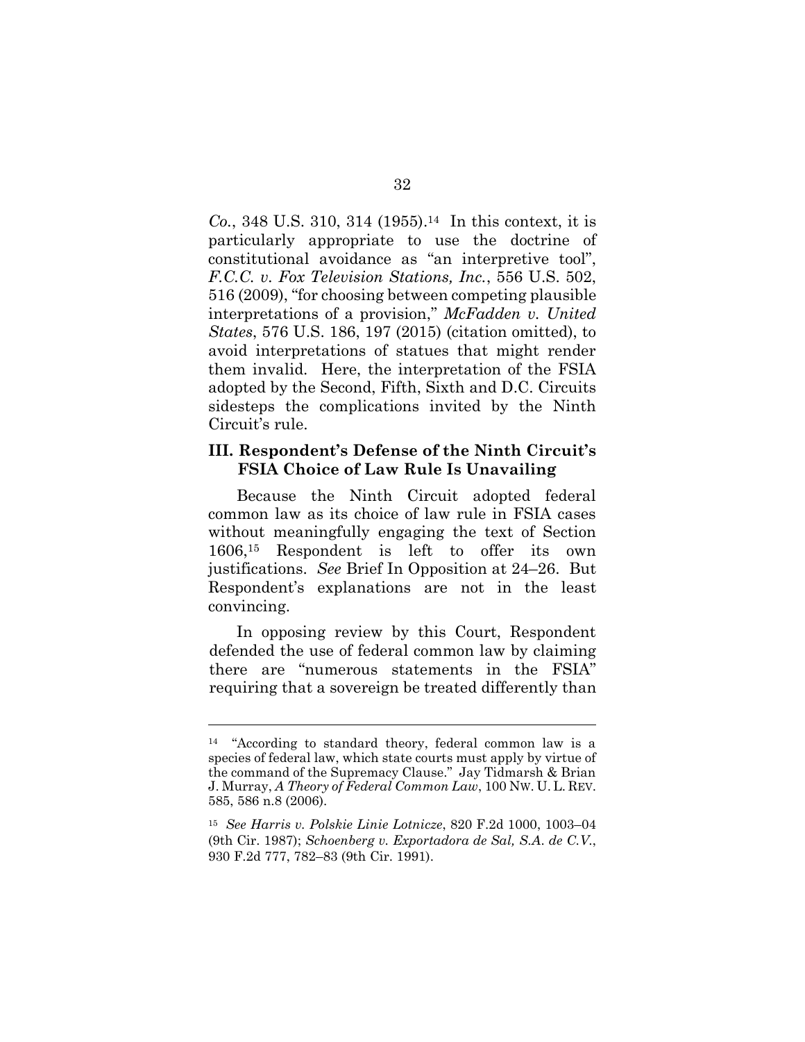*Co.*, 348 U.S. 310, 314 (1955).[14] In this context, it is particularly appropriate to use the doctrine of constitutional avoidance as "an interpretive tool", *F.C.C. v. Fox Television Stations, Inc.*, 556 U.S. 502, 516 (2009), "for choosing between competing plausible interpretations of a provision," *McFadden v. United States*, 576 U.S. 186, 197 (2015) (citation omitted), to avoid interpretations of statues that might render them invalid. Here, the interpretation of the FSIA adopted by the Second, Fifth, Sixth and D.C. Circuits sidesteps the complications invited by the Ninth Circuit's rule.

### III. Respondent's Defense of the Ninth Circuit's FSIA Choice of Law Rule Is Unavailing

Because the Ninth Circuit adopted federal common law as its choice of law rule in FSIA cases without meaningfully engaging the text of Section 1606,[15] Respondent is left to offer its own justifications. *See* Brief In Opposition at 24–26. But Respondent's explanations are not in the least convincing.

In opposing review by this Court, Respondent defended the use of federal common law by claiming there are "numerous statements in the FSIA" requiring that a sovereign be treated differently than

---

[14] "According to standard theory, federal common law is a species of federal law, which state courts must apply by virtue of the command of the Supremacy Clause." Jay Tidmarsh & Brian J. Murray, *A Theory of Federal Common Law*, 100 NW. U. L. REV. 585, 586 n.8 (2006).

[15] *See Harris v. Polskie Linie Lotnicze*, 820 F.2d 1000, 1003–04 (9th Cir. 1987); *Schoenberg v. Exportadora de Sal, S.A. de C.V.*, 930 F.2d 777, 782–83 (9th Cir. 1991).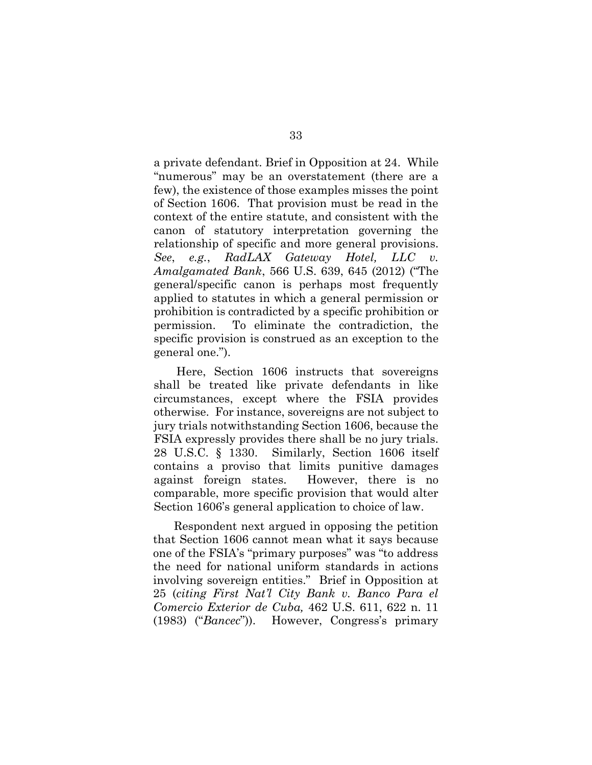a private defendant. Brief in Opposition at 24. While "numerous" may be an overstatement (there are a few), the existence of those examples misses the point of Section 1606. That provision must be read in the context of the entire statute, and consistent with the canon of statutory interpretation governing the relationship of specific and more general provisions. *See*, *e.g.*, *RadLAX Gateway Hotel, LLC v. Amalgamated Bank*, 566 U.S. 639, 645 (2012) ("The general/specific canon is perhaps most frequently applied to statutes in which a general permission or prohibition is contradicted by a specific prohibition or permission. To eliminate the contradiction, the specific provision is construed as an exception to the general one.").

Here, Section 1606 instructs that sovereigns shall be treated like private defendants in like circumstances, except where the FSIA provides otherwise. For instance, sovereigns are not subject to jury trials notwithstanding Section 1606, because the FSIA expressly provides there shall be no jury trials. 28 U.S.C. § 1330. Similarly, Section 1606 itself contains a proviso that limits punitive damages against foreign states. However, there is no comparable, more specific provision that would alter Section 1606's general application to choice of law.

Respondent next argued in opposing the petition that Section 1606 cannot mean what it says because one of the FSIA's "primary purposes" was "to address the need for national uniform standards in actions involving sovereign entities." Brief in Opposition at 25 (*citing First Nat'l City Bank v. Banco Para el Comercio Exterior de Cuba,* 462 U.S. 611, 622 n. 11 (1983) ("*Bancec*")). However, Congress's primary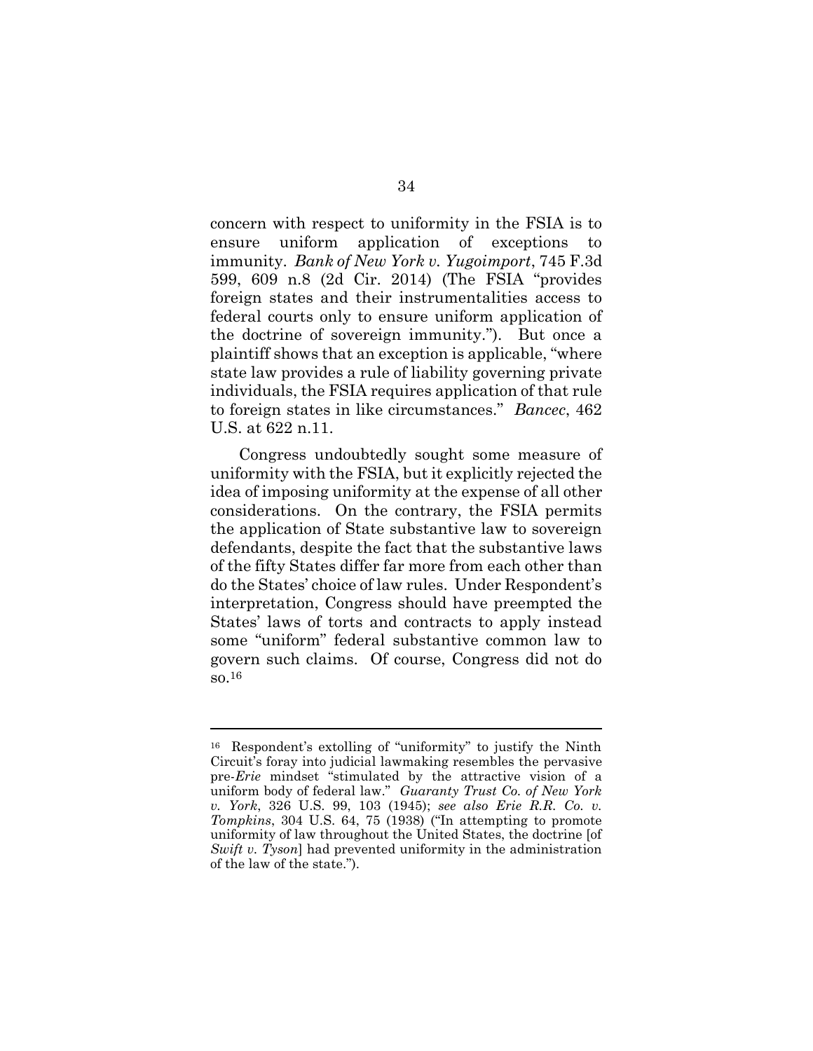concern with respect to uniformity in the FSIA is to ensure uniform application of exceptions to immunity. *Bank of New York v. Yugoimport*, 745 F.3d 599, 609 n.8 (2d Cir. 2014) (The FSIA "provides foreign states and their instrumentalities access to federal courts only to ensure uniform application of the doctrine of sovereign immunity."). But once a plaintiff shows that an exception is applicable, "where state law provides a rule of liability governing private individuals, the FSIA requires application of that rule to foreign states in like circumstances." *Bancec*, 462 U.S. at 622 n.11.

Congress undoubtedly sought some measure of uniformity with the FSIA, but it explicitly rejected the idea of imposing uniformity at the expense of all other considerations. On the contrary, the FSIA permits the application of State substantive law to sovereign defendants, despite the fact that the substantive laws of the fifty States differ far more from each other than do the States' choice of law rules. Under Respondent's interpretation, Congress should have preempted the States' laws of torts and contracts to apply instead some "uniform" federal substantive common law to govern such claims. Of course, Congress did not do so.[16]

---

[16] Respondent's extolling of "uniformity" to justify the Ninth Circuit's foray into judicial lawmaking resembles the pervasive pre-*Erie* mindset "stimulated by the attractive vision of a uniform body of federal law." *Guaranty Trust Co. of New York v. York*, 326 U.S. 99, 103 (1945); *see also Erie R.R. Co. v. Tompkins*, 304 U.S. 64, 75 (1938) ("In attempting to promote uniformity of law throughout the United States, the doctrine [of *Swift v. Tyson*] had prevented uniformity in the administration of the law of the state.").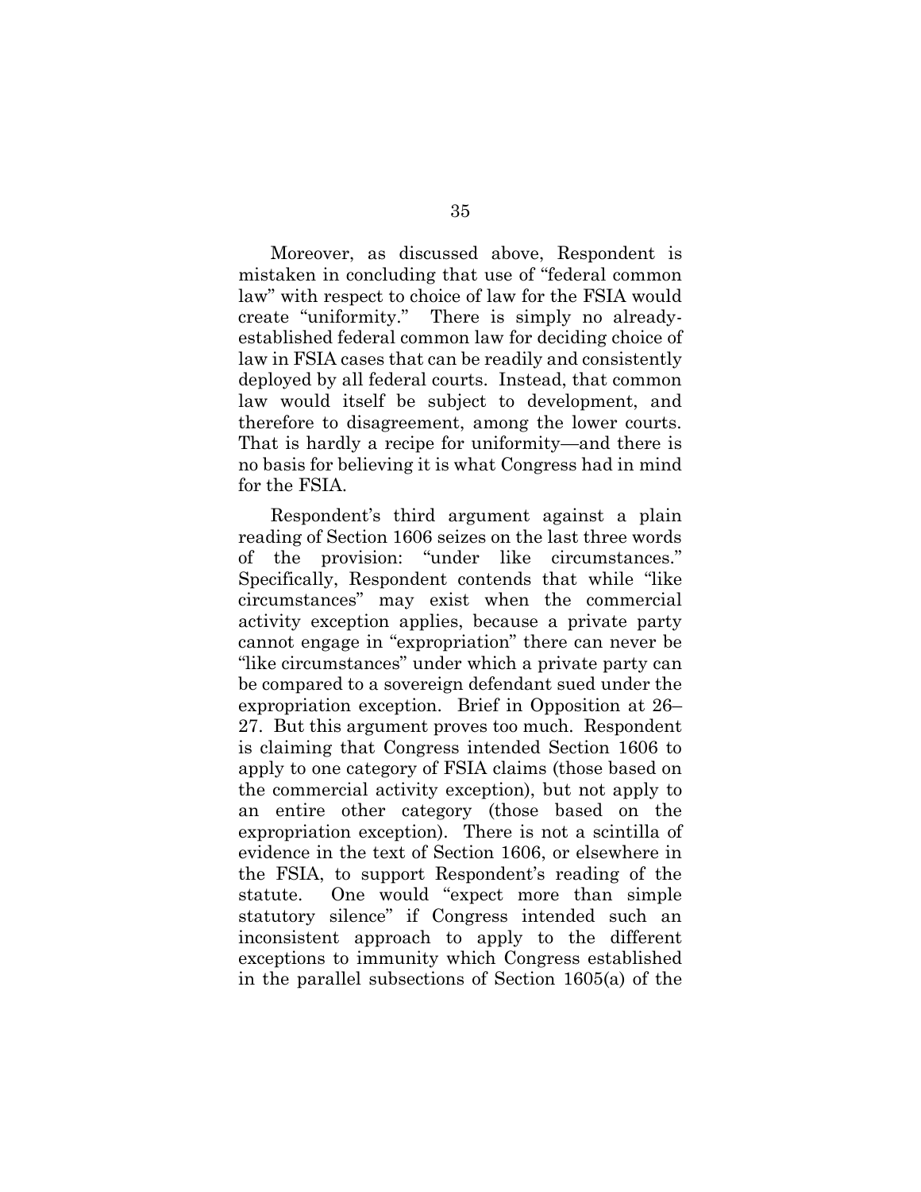Moreover, as discussed above, Respondent is mistaken in concluding that use of "federal common law" with respect to choice of law for the FSIA would create "uniformity." There is simply no already-established federal common law for deciding choice of law in FSIA cases that can be readily and consistently deployed by all federal courts. Instead, that common law would itself be subject to development, and therefore to disagreement, among the lower courts. That is hardly a recipe for uniformity—and there is no basis for believing it is what Congress had in mind for the FSIA.

Respondent's third argument against a plain reading of Section 1606 seizes on the last three words of the provision: "under like circumstances." Specifically, Respondent contends that while "like circumstances" may exist when the commercial activity exception applies, because a private party cannot engage in "expropriation" there can never be "like circumstances" under which a private party can be compared to a sovereign defendant sued under the expropriation exception. Brief in Opposition at 26–27. But this argument proves too much. Respondent is claiming that Congress intended Section 1606 to apply to one category of FSIA claims (those based on the commercial activity exception), but not apply to an entire other category (those based on the expropriation exception). There is not a scintilla of evidence in the text of Section 1606, or elsewhere in the FSIA, to support Respondent's reading of the statute. One would "expect more than simple statutory silence" if Congress intended such an inconsistent approach to apply to the different exceptions to immunity which Congress established in the parallel subsections of Section 1605(a) of the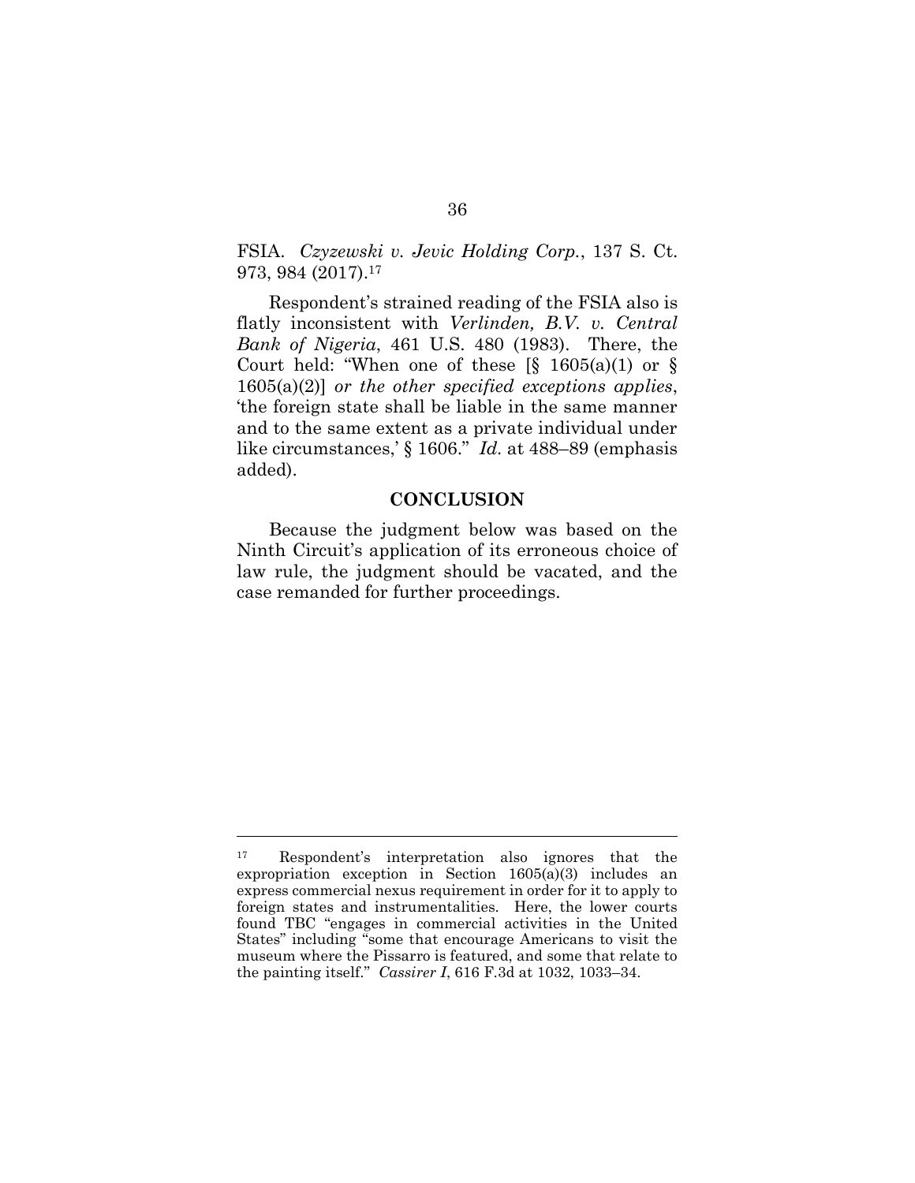FSIA. *Czyzewski v. Jevic Holding Corp.*, 137 S. Ct. 973, 984 (2017).[17]

Respondent's strained reading of the FSIA also is flatly inconsistent with *Verlinden, B.V. v. Central Bank of Nigeria*, 461 U.S. 480 (1983). There, the Court held: "When one of these [§ 1605(a)(1) or § 1605(a)(2)] *or the other specified exceptions applies*, 'the foreign state shall be liable in the same manner and to the same extent as a private individual under like circumstances,' § 1606." *Id.* at 488–89 (emphasis added).

## CONCLUSION

Because the judgment below was based on the Ninth Circuit's application of its erroneous choice of law rule, the judgment should be vacated, and the case remanded for further proceedings.

---

[17] Respondent's interpretation also ignores that the expropriation exception in Section 1605(a)(3) includes an express commercial nexus requirement in order for it to apply to foreign states and instrumentalities. Here, the lower courts found TBC "engages in commercial activities in the United States" including "some that encourage Americans to visit the museum where the Pissarro is featured, and some that relate to the painting itself." *Cassirer I*, 616 F.3d at 1032, 1033–34.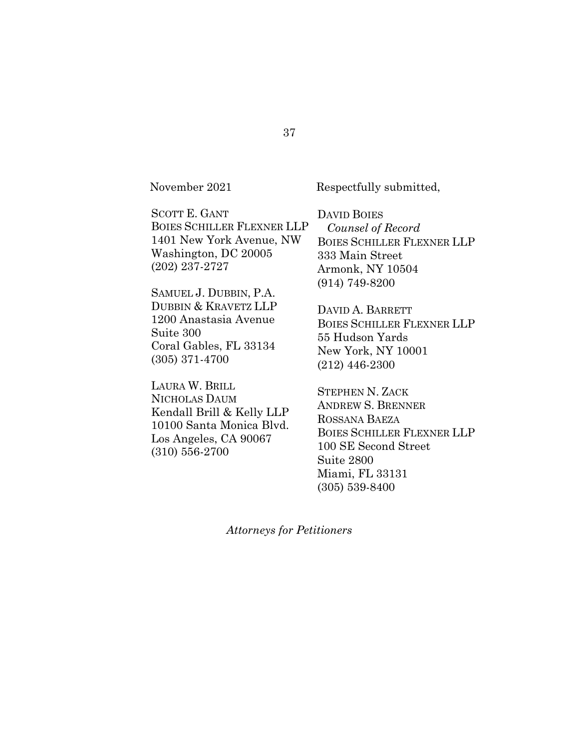November 2021

Respectfully submitted,

DAVID BOIES
*Counsel of Record*
BOIES SCHILLER FLEXNER LLP
333 Main Street
Armonk, NY 10504
(914) 749-8200

DAVID A. BARRETT
BOIES SCHILLER FLEXNER LLP
55 Hudson Yards
New York, NY 10001
(212) 446-2300

STEPHEN N. ZACK
ANDREW S. BRENNER
ROSSANA BAEZA
BOIES SCHILLER FLEXNER LLP
100 SE Second Street
Suite 2800
Miami, FL 33131
(305) 539-8400

SCOTT E. GANT
BOIES SCHILLER FLEXNER LLP
1401 New York Avenue, NW
Washington, DC 20005
(202) 237-2727

SAMUEL J. DUBBIN, P.A.
DUBBIN & KRAVETZ LLP
1200 Anastasia Avenue
Suite 300
Coral Gables, FL 33134
(305) 371-4700

LAURA W. BRILL
NICHOLAS DAUM
Kendall Brill & Kelly LLP
10100 Santa Monica Blvd.
Los Angeles, CA 90067
(310) 556-2700

*Attorneys for Petitioners*